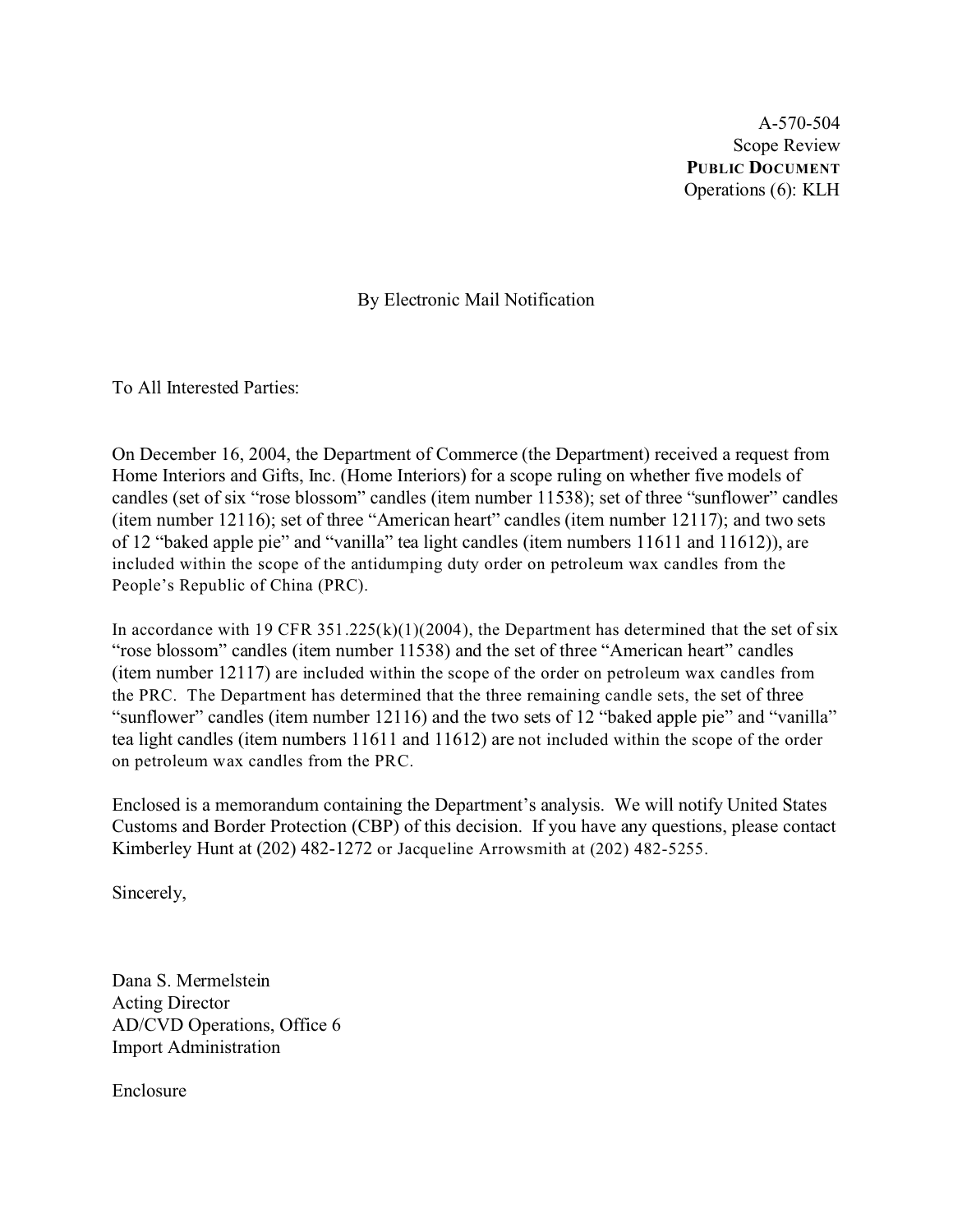A-570-504
Scope Review
**PUBLIC DOCUMENT**
Operations (6): KLH

By Electronic Mail Notification

To All Interested Parties:

On December 16, 2004, the Department of Commerce (the Department) received a request from Home Interiors and Gifts, Inc. (Home Interiors) for a scope ruling on whether five models of candles (set of six "rose blossom" candles (item number 11538); set of three "sunflower" candles (item number 12116); set of three "American heart" candles (item number 12117); and two sets of 12 "baked apple pie" and "vanilla" tea light candles (item numbers 11611 and 11612)), are included within the scope of the antidumping duty order on petroleum wax candles from the People's Republic of China (PRC).

In accordance with 19 CFR 351.225(k)(1)(2004), the Department has determined that the set of six "rose blossom" candles (item number 11538) and the set of three "American heart" candles (item number 12117) are included within the scope of the order on petroleum wax candles from the PRC. The Department has determined that the three remaining candle sets, the set of three "sunflower" candles (item number 12116) and the two sets of 12 "baked apple pie" and "vanilla" tea light candles (item numbers 11611 and 11612) are not included within the scope of the order on petroleum wax candles from the PRC.

Enclosed is a memorandum containing the Department's analysis. We will notify United States Customs and Border Protection (CBP) of this decision. If you have any questions, please contact Kimberley Hunt at (202) 482-1272 or Jacqueline Arrowsmith at (202) 482-5255.

Sincerely,

Dana S. Mermelstein
Acting Director
AD/CVD Operations, Office 6
Import Administration

Enclosure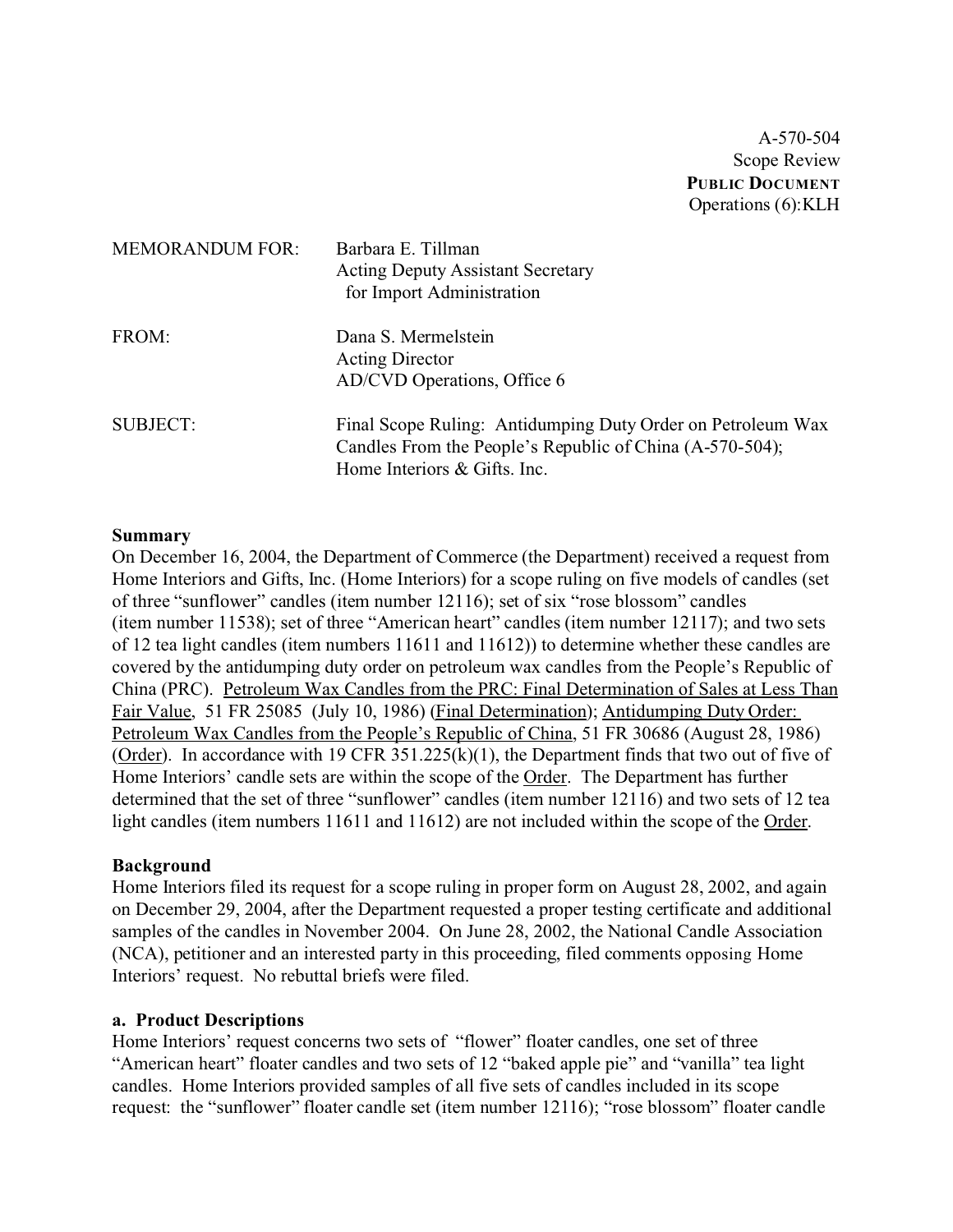A-570-504
Scope Review
**PUBLIC DOCUMENT**
Operations (6):KLH

MEMORANDUM FOR: Barbara E. Tillman
Acting Deputy Assistant Secretary
for Import Administration

FROM: Dana S. Mermelstein
Acting Director
AD/CVD Operations, Office 6

SUBJECT: Final Scope Ruling: Antidumping Duty Order on Petroleum Wax Candles From the People's Republic of China (A-570-504); Home Interiors & Gifts. Inc.

**Summary**

On December 16, 2004, the Department of Commerce (the Department) received a request from Home Interiors and Gifts, Inc. (Home Interiors) for a scope ruling on five models of candles (set of three "sunflower" candles (item number 12116); set of six "rose blossom" candles (item number 11538); set of three "American heart" candles (item number 12117); and two sets of 12 tea light candles (item numbers 11611 and 11612)) to determine whether these candles are covered by the antidumping duty order on petroleum wax candles from the People's Republic of China (PRC). Petroleum Wax Candles from the PRC: Final Determination of Sales at Less Than Fair Value, 51 FR 25085 (July 10, 1986) (Final Determination); Antidumping Duty Order: Petroleum Wax Candles from the People's Republic of China, 51 FR 30686 (August 28, 1986) (Order). In accordance with 19 CFR 351.225(k)(1), the Department finds that two out of five of Home Interiors' candle sets are within the scope of the Order. The Department has further determined that the set of three "sunflower" candles (item number 12116) and two sets of 12 tea light candles (item numbers 11611 and 11612) are not included within the scope of the Order.

**Background**

Home Interiors filed its request for a scope ruling in proper form on August 28, 2002, and again on December 29, 2004, after the Department requested a proper testing certificate and additional samples of the candles in November 2004. On June 28, 2002, the National Candle Association (NCA), petitioner and an interested party in this proceeding, filed comments opposing Home Interiors' request. No rebuttal briefs were filed.

**a. Product Descriptions**

Home Interiors' request concerns two sets of "flower" floater candles, one set of three "American heart" floater candles and two sets of 12 "baked apple pie" and "vanilla" tea light candles. Home Interiors provided samples of all five sets of candles included in its scope request: the "sunflower" floater candle set (item number 12116); "rose blossom" floater candle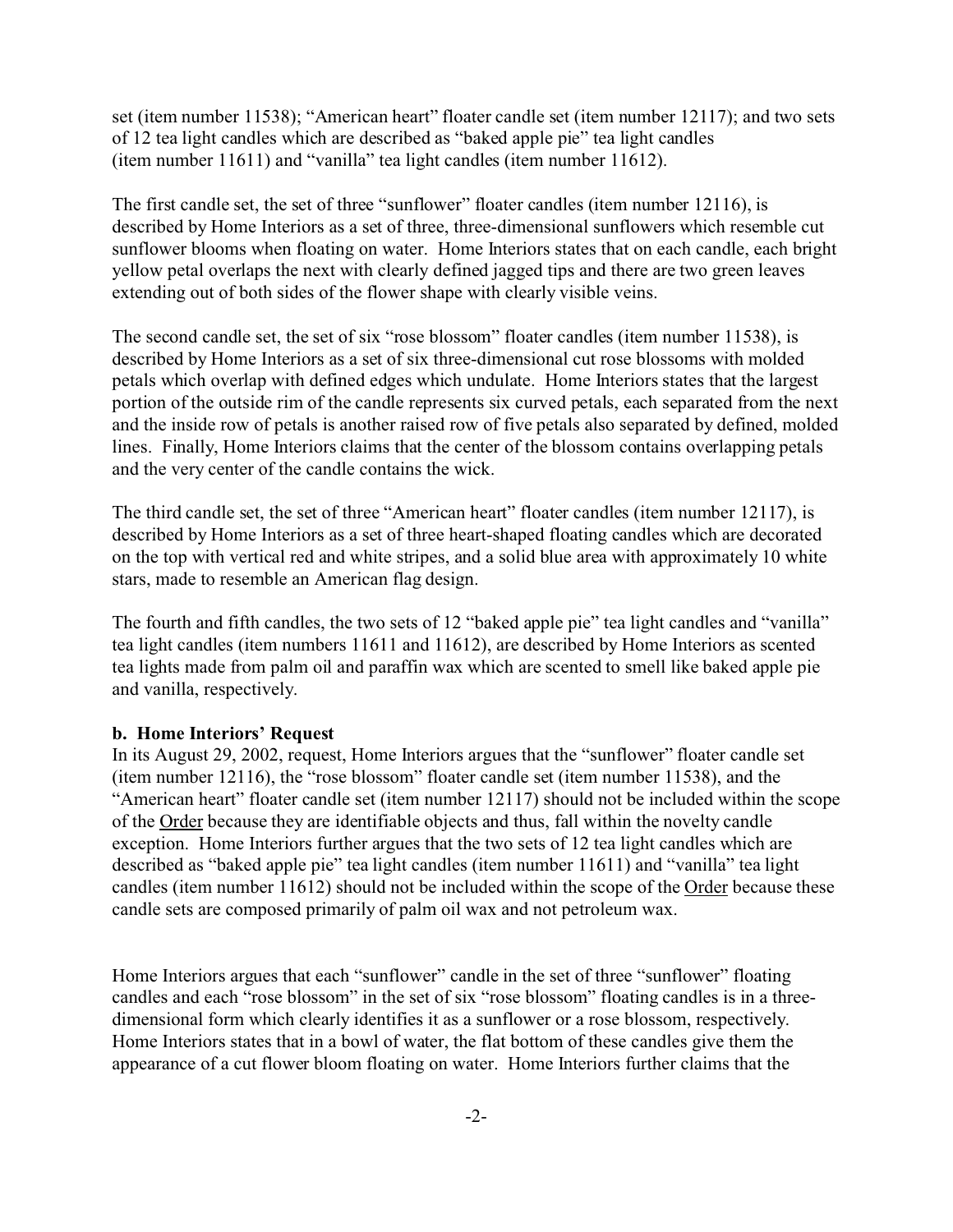set (item number 11538); "American heart" floater candle set (item number 12117); and two sets of 12 tea light candles which are described as "baked apple pie" tea light candles (item number 11611) and "vanilla" tea light candles (item number 11612).

The first candle set, the set of three "sunflower" floater candles (item number 12116), is described by Home Interiors as a set of three, three-dimensional sunflowers which resemble cut sunflower blooms when floating on water. Home Interiors states that on each candle, each bright yellow petal overlaps the next with clearly defined jagged tips and there are two green leaves extending out of both sides of the flower shape with clearly visible veins.

The second candle set, the set of six "rose blossom" floater candles (item number 11538), is described by Home Interiors as a set of six three-dimensional cut rose blossoms with molded petals which overlap with defined edges which undulate. Home Interiors states that the largest portion of the outside rim of the candle represents six curved petals, each separated from the next and the inside row of petals is another raised row of five petals also separated by defined, molded lines. Finally, Home Interiors claims that the center of the blossom contains overlapping petals and the very center of the candle contains the wick.

The third candle set, the set of three "American heart" floater candles (item number 12117), is described by Home Interiors as a set of three heart-shaped floating candles which are decorated on the top with vertical red and white stripes, and a solid blue area with approximately 10 white stars, made to resemble an American flag design.

The fourth and fifth candles, the two sets of 12 "baked apple pie" tea light candles and "vanilla" tea light candles (item numbers 11611 and 11612), are described by Home Interiors as scented tea lights made from palm oil and paraffin wax which are scented to smell like baked apple pie and vanilla, respectively.

**b. Home Interiors' Request**

In its August 29, 2002, request, Home Interiors argues that the "sunflower" floater candle set (item number 12116), the "rose blossom" floater candle set (item number 11538), and the "American heart" floater candle set (item number 12117) should not be included within the scope of the Order because they are identifiable objects and thus, fall within the novelty candle exception. Home Interiors further argues that the two sets of 12 tea light candles which are described as "baked apple pie" tea light candles (item number 11611) and "vanilla" tea light candles (item number 11612) should not be included within the scope of the Order because these candle sets are composed primarily of palm oil wax and not petroleum wax.

Home Interiors argues that each "sunflower" candle in the set of three "sunflower" floating candles and each "rose blossom" in the set of six "rose blossom" floating candles is in a three-dimensional form which clearly identifies it as a sunflower or a rose blossom, respectively. Home Interiors states that in a bowl of water, the flat bottom of these candles give them the appearance of a cut flower bloom floating on water. Home Interiors further claims that the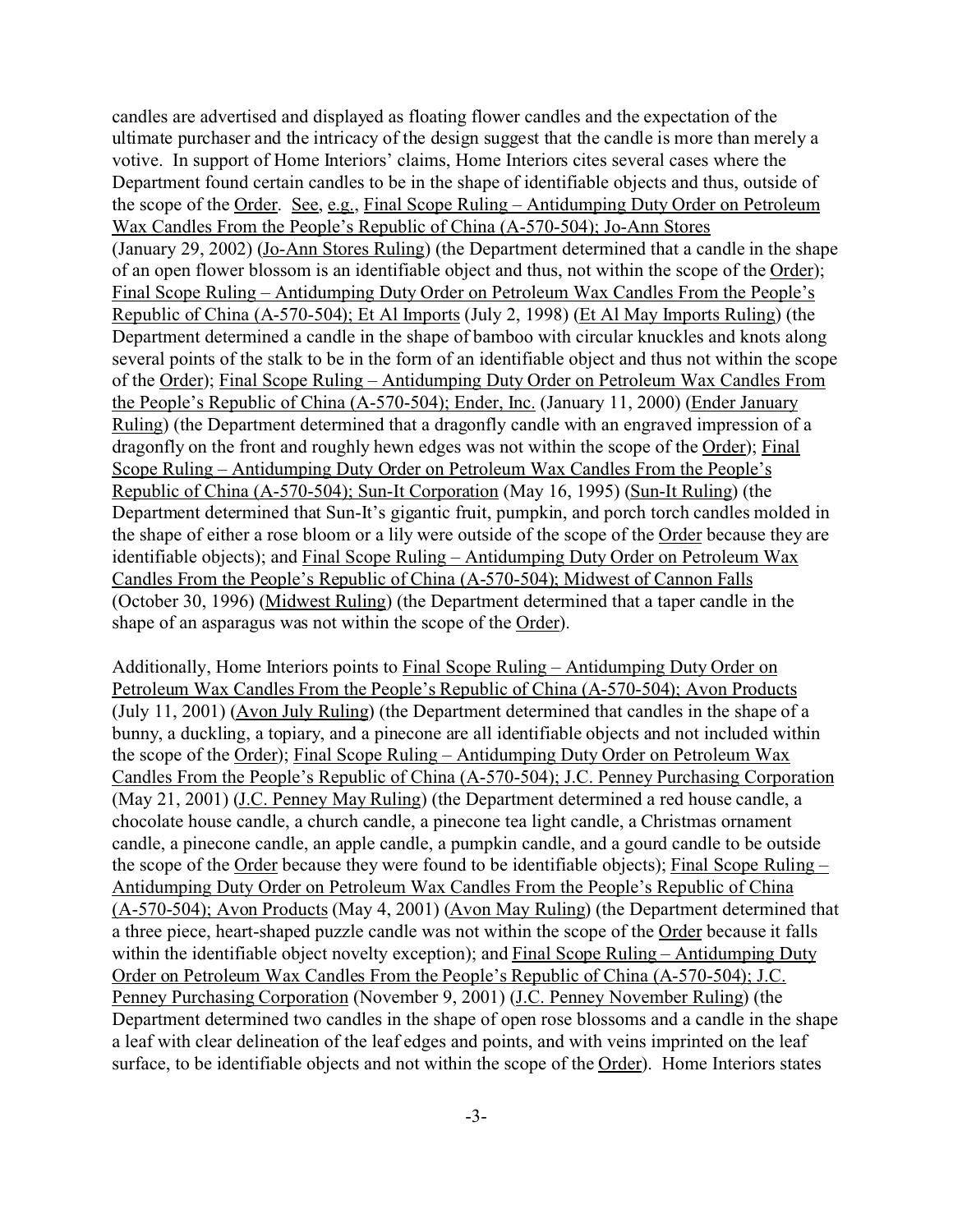candles are advertised and displayed as floating flower candles and the expectation of the ultimate purchaser and the intricacy of the design suggest that the candle is more than merely a votive. In support of Home Interiors' claims, Home Interiors cites several cases where the Department found certain candles to be in the shape of identifiable objects and thus, outside of the scope of the Order. See, e.g., Final Scope Ruling – Antidumping Duty Order on Petroleum Wax Candles From the People's Republic of China (A-570-504); Jo-Ann Stores (January 29, 2002) (Jo-Ann Stores Ruling) (the Department determined that a candle in the shape of an open flower blossom is an identifiable object and thus, not within the scope of the Order); Final Scope Ruling – Antidumping Duty Order on Petroleum Wax Candles From the People's Republic of China (A-570-504); Et Al Imports (July 2, 1998) (Et Al May Imports Ruling) (the Department determined a candle in the shape of bamboo with circular knuckles and knots along several points of the stalk to be in the form of an identifiable object and thus not within the scope of the Order); Final Scope Ruling – Antidumping Duty Order on Petroleum Wax Candles From the People's Republic of China (A-570-504); Ender, Inc. (January 11, 2000) (Ender January Ruling) (the Department determined that a dragonfly candle with an engraved impression of a dragonfly on the front and roughly hewn edges was not within the scope of the Order); Final Scope Ruling – Antidumping Duty Order on Petroleum Wax Candles From the People's Republic of China (A-570-504); Sun-It Corporation (May 16, 1995) (Sun-It Ruling) (the Department determined that Sun-It's gigantic fruit, pumpkin, and porch torch candles molded in the shape of either a rose bloom or a lily were outside of the scope of the Order because they are identifiable objects); and Final Scope Ruling – Antidumping Duty Order on Petroleum Wax Candles From the People's Republic of China (A-570-504); Midwest of Cannon Falls (October 30, 1996) (Midwest Ruling) (the Department determined that a taper candle in the shape of an asparagus was not within the scope of the Order).

Additionally, Home Interiors points to Final Scope Ruling – Antidumping Duty Order on Petroleum Wax Candles From the People's Republic of China (A-570-504); Avon Products (July 11, 2001) (Avon July Ruling) (the Department determined that candles in the shape of a bunny, a duckling, a topiary, and a pinecone are all identifiable objects and not included within the scope of the Order); Final Scope Ruling – Antidumping Duty Order on Petroleum Wax Candles From the People's Republic of China (A-570-504); J.C. Penney Purchasing Corporation (May 21, 2001) (J.C. Penney May Ruling) (the Department determined a red house candle, a chocolate house candle, a church candle, a pinecone tea light candle, a Christmas ornament candle, a pinecone candle, an apple candle, a pumpkin candle, and a gourd candle to be outside the scope of the Order because they were found to be identifiable objects); Final Scope Ruling – Antidumping Duty Order on Petroleum Wax Candles From the People's Republic of China (A-570-504); Avon Products (May 4, 2001) (Avon May Ruling) (the Department determined that a three piece, heart-shaped puzzle candle was not within the scope of the Order because it falls within the identifiable object novelty exception); and Final Scope Ruling – Antidumping Duty Order on Petroleum Wax Candles From the People's Republic of China (A-570-504); J.C. Penney Purchasing Corporation (November 9, 2001) (J.C. Penney November Ruling) (the Department determined two candles in the shape of open rose blossoms and a candle in the shape a leaf with clear delineation of the leaf edges and points, and with veins imprinted on the leaf surface, to be identifiable objects and not within the scope of the Order). Home Interiors states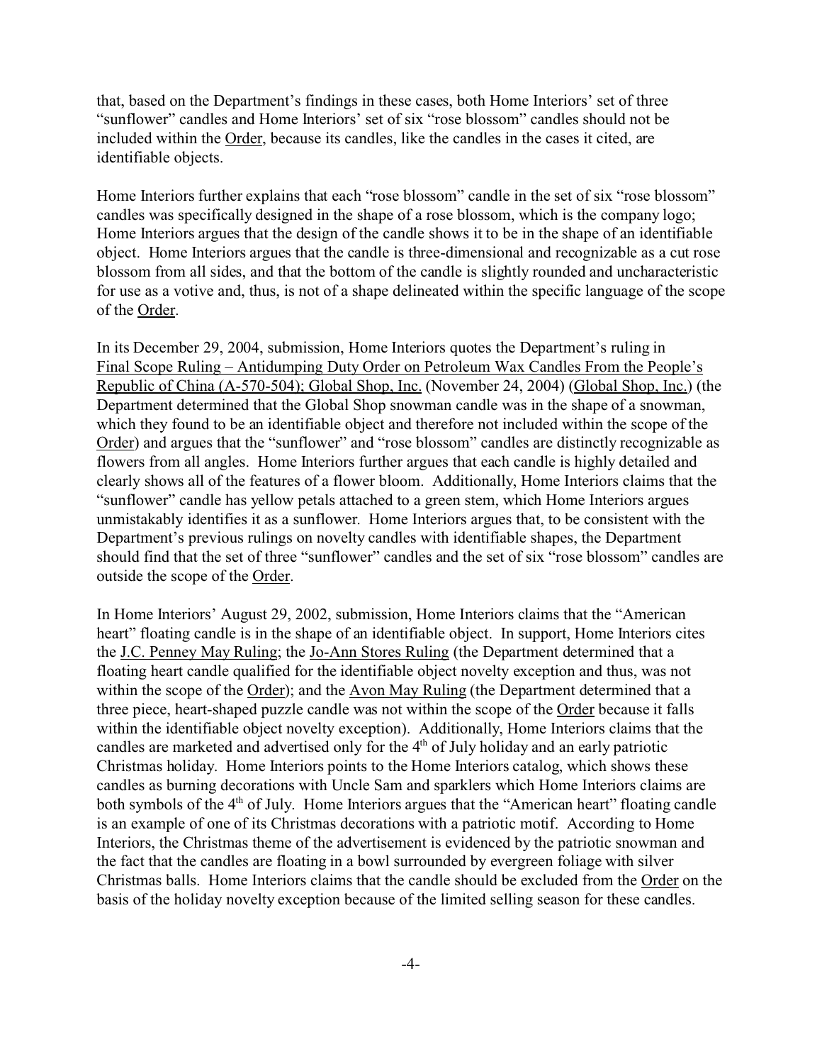that, based on the Department's findings in these cases, both Home Interiors' set of three "sunflower" candles and Home Interiors' set of six "rose blossom" candles should not be included within the Order, because its candles, like the candles in the cases it cited, are identifiable objects.

Home Interiors further explains that each "rose blossom" candle in the set of six "rose blossom" candles was specifically designed in the shape of a rose blossom, which is the company logo; Home Interiors argues that the design of the candle shows it to be in the shape of an identifiable object. Home Interiors argues that the candle is three-dimensional and recognizable as a cut rose blossom from all sides, and that the bottom of the candle is slightly rounded and uncharacteristic for use as a votive and, thus, is not of a shape delineated within the specific language of the scope of the Order.

In its December 29, 2004, submission, Home Interiors quotes the Department's ruling in Final Scope Ruling – Antidumping Duty Order on Petroleum Wax Candles From the People's Republic of China (A-570-504); Global Shop, Inc. (November 24, 2004) (Global Shop, Inc.) (the Department determined that the Global Shop snowman candle was in the shape of a snowman, which they found to be an identifiable object and therefore not included within the scope of the Order) and argues that the "sunflower" and "rose blossom" candles are distinctly recognizable as flowers from all angles. Home Interiors further argues that each candle is highly detailed and clearly shows all of the features of a flower bloom. Additionally, Home Interiors claims that the "sunflower" candle has yellow petals attached to a green stem, which Home Interiors argues unmistakably identifies it as a sunflower. Home Interiors argues that, to be consistent with the Department's previous rulings on novelty candles with identifiable shapes, the Department should find that the set of three "sunflower" candles and the set of six "rose blossom" candles are outside the scope of the Order.

In Home Interiors' August 29, 2002, submission, Home Interiors claims that the "American heart" floating candle is in the shape of an identifiable object. In support, Home Interiors cites the J.C. Penney May Ruling; the Jo-Ann Stores Ruling (the Department determined that a floating heart candle qualified for the identifiable object novelty exception and thus, was not within the scope of the Order); and the Avon May Ruling (the Department determined that a three piece, heart-shaped puzzle candle was not within the scope of the Order because it falls within the identifiable object novelty exception). Additionally, Home Interiors claims that the candles are marketed and advertised only for the 4th of July holiday and an early patriotic Christmas holiday. Home Interiors points to the Home Interiors catalog, which shows these candles as burning decorations with Uncle Sam and sparklers which Home Interiors claims are both symbols of the 4th of July. Home Interiors argues that the "American heart" floating candle is an example of one of its Christmas decorations with a patriotic motif. According to Home Interiors, the Christmas theme of the advertisement is evidenced by the patriotic snowman and the fact that the candles are floating in a bowl surrounded by evergreen foliage with silver Christmas balls. Home Interiors claims that the candle should be excluded from the Order on the basis of the holiday novelty exception because of the limited selling season for these candles.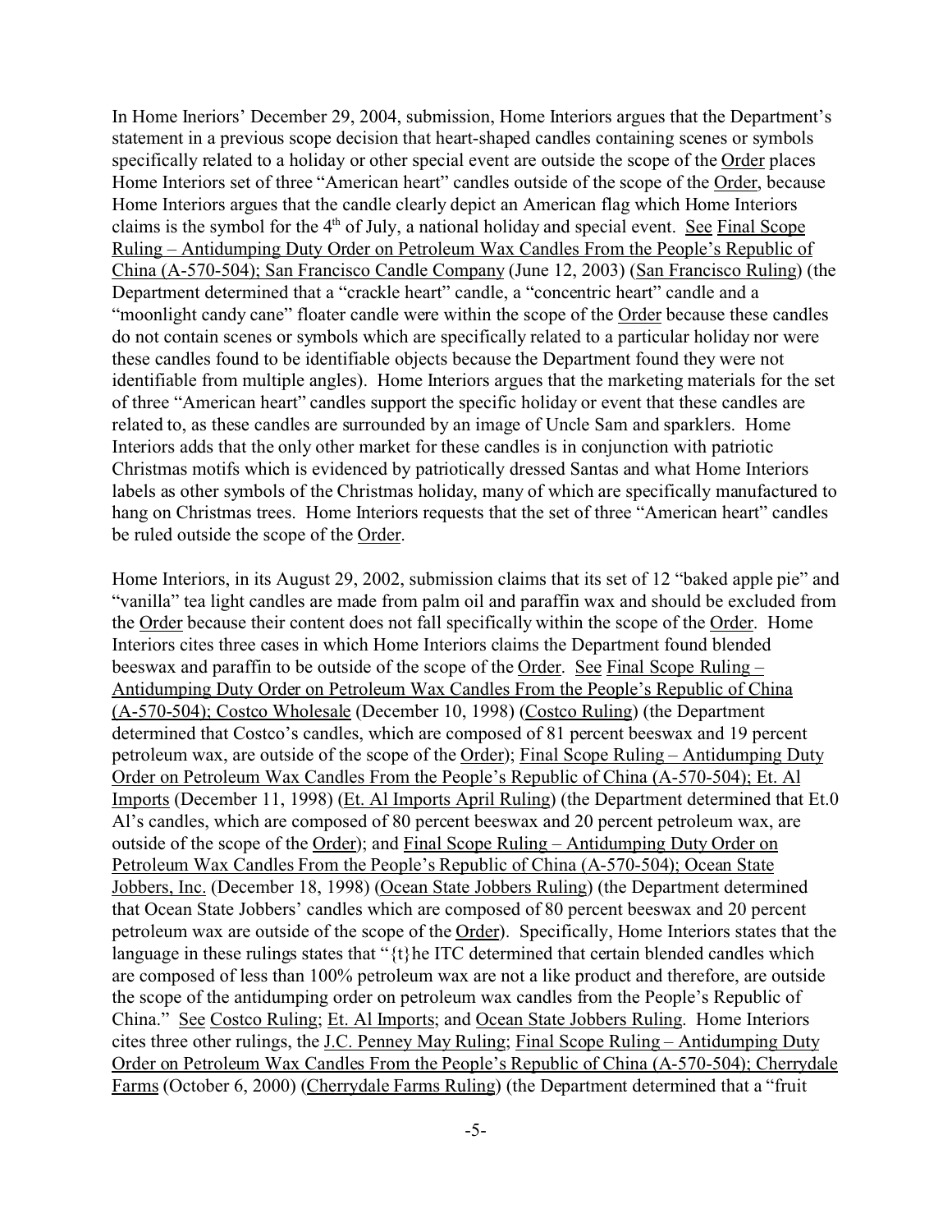In Home Ineriors' December 29, 2004, submission, Home Interiors argues that the Department's statement in a previous scope decision that heart-shaped candles containing scenes or symbols specifically related to a holiday or other special event are outside the scope of the Order places Home Interiors set of three "American heart" candles outside of the scope of the Order, because Home Interiors argues that the candle clearly depict an American flag which Home Interiors claims is the symbol for the 4th of July, a national holiday and special event. See Final Scope Ruling – Antidumping Duty Order on Petroleum Wax Candles From the People's Republic of China (A-570-504); San Francisco Candle Company (June 12, 2003) (San Francisco Ruling) (the Department determined that a "crackle heart" candle, a "concentric heart" candle and a "moonlight candy cane" floater candle were within the scope of the Order because these candles do not contain scenes or symbols which are specifically related to a particular holiday nor were these candles found to be identifiable objects because the Department found they were not identifiable from multiple angles). Home Interiors argues that the marketing materials for the set of three "American heart" candles support the specific holiday or event that these candles are related to, as these candles are surrounded by an image of Uncle Sam and sparklers. Home Interiors adds that the only other market for these candles is in conjunction with patriotic Christmas motifs which is evidenced by patriotically dressed Santas and what Home Interiors labels as other symbols of the Christmas holiday, many of which are specifically manufactured to hang on Christmas trees. Home Interiors requests that the set of three "American heart" candles be ruled outside the scope of the Order.

Home Interiors, in its August 29, 2002, submission claims that its set of 12 "baked apple pie" and "vanilla" tea light candles are made from palm oil and paraffin wax and should be excluded from the Order because their content does not fall specifically within the scope of the Order. Home Interiors cites three cases in which Home Interiors claims the Department found blended beeswax and paraffin to be outside of the scope of the Order. See Final Scope Ruling – Antidumping Duty Order on Petroleum Wax Candles From the People's Republic of China (A-570-504); Costco Wholesale (December 10, 1998) (Costco Ruling) (the Department determined that Costco's candles, which are composed of 81 percent beeswax and 19 percent petroleum wax, are outside of the scope of the Order); Final Scope Ruling – Antidumping Duty Order on Petroleum Wax Candles From the People's Republic of China (A-570-504); Et. Al Imports (December 11, 1998) (Et. Al Imports April Ruling) (the Department determined that Et.0 Al's candles, which are composed of 80 percent beeswax and 20 percent petroleum wax, are outside of the scope of the Order); and Final Scope Ruling – Antidumping Duty Order on Petroleum Wax Candles From the People's Republic of China (A-570-504); Ocean State Jobbers, Inc. (December 18, 1998) (Ocean State Jobbers Ruling) (the Department determined that Ocean State Jobbers' candles which are composed of 80 percent beeswax and 20 percent petroleum wax are outside of the scope of the Order). Specifically, Home Interiors states that the language in these rulings states that "{t}he ITC determined that certain blended candles which are composed of less than 100% petroleum wax are not a like product and therefore, are outside the scope of the antidumping order on petroleum wax candles from the People's Republic of China." See Costco Ruling; Et. Al Imports; and Ocean State Jobbers Ruling. Home Interiors cites three other rulings, the J.C. Penney May Ruling; Final Scope Ruling – Antidumping Duty Order on Petroleum Wax Candles From the People's Republic of China (A-570-504); Cherrydale Farms (October 6, 2000) (Cherrydale Farms Ruling) (the Department determined that a "fruit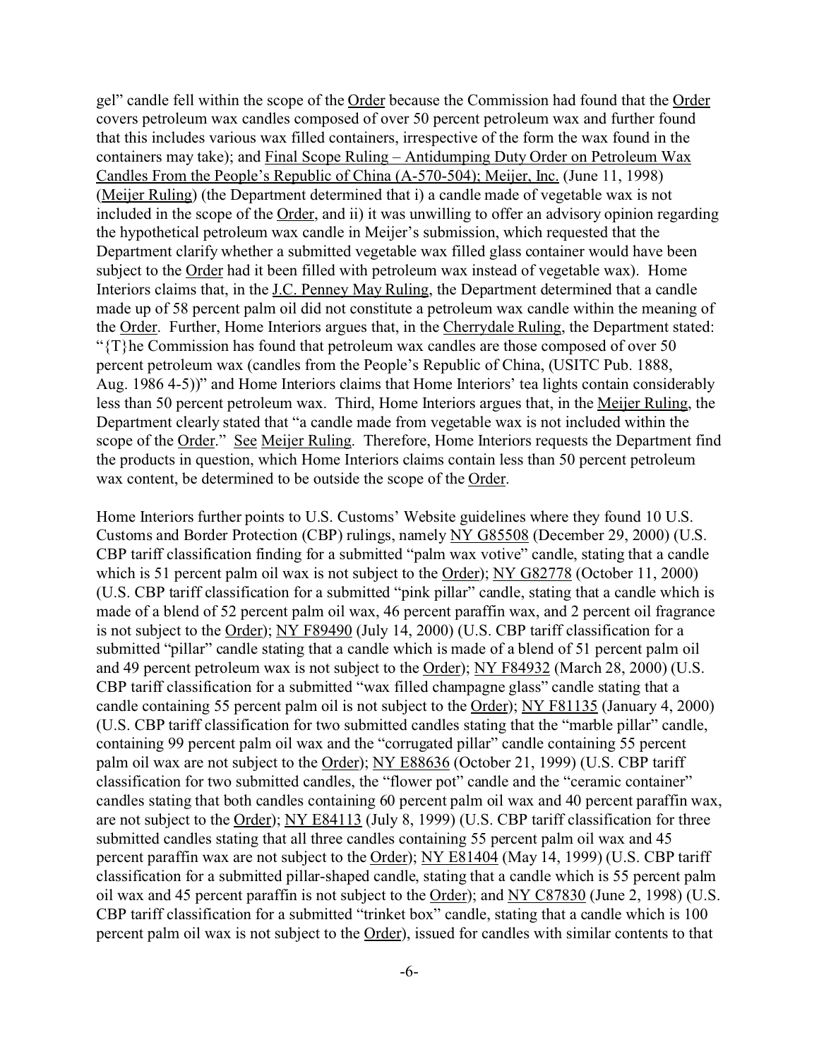gel" candle fell within the scope of the Order because the Commission had found that the Order covers petroleum wax candles composed of over 50 percent petroleum wax and further found that this includes various wax filled containers, irrespective of the form the wax found in the containers may take); and Final Scope Ruling – Antidumping Duty Order on Petroleum Wax Candles From the People's Republic of China (A-570-504); Meijer, Inc. (June 11, 1998) (Meijer Ruling) (the Department determined that i) a candle made of vegetable wax is not included in the scope of the Order, and ii) it was unwilling to offer an advisory opinion regarding the hypothetical petroleum wax candle in Meijer's submission, which requested that the Department clarify whether a submitted vegetable wax filled glass container would have been subject to the Order had it been filled with petroleum wax instead of vegetable wax). Home Interiors claims that, in the J.C. Penney May Ruling, the Department determined that a candle made up of 58 percent palm oil did not constitute a petroleum wax candle within the meaning of the Order. Further, Home Interiors argues that, in the Cherrydale Ruling, the Department stated: "{T}he Commission has found that petroleum wax candles are those composed of over 50 percent petroleum wax (candles from the People's Republic of China, (USITC Pub. 1888, Aug. 1986 4-5))" and Home Interiors claims that Home Interiors' tea lights contain considerably less than 50 percent petroleum wax. Third, Home Interiors argues that, in the Meijer Ruling, the Department clearly stated that "a candle made from vegetable wax is not included within the scope of the Order." See Meijer Ruling. Therefore, Home Interiors requests the Department find the products in question, which Home Interiors claims contain less than 50 percent petroleum wax content, be determined to be outside the scope of the Order.

Home Interiors further points to U.S. Customs' Website guidelines where they found 10 U.S. Customs and Border Protection (CBP) rulings, namely NY G85508 (December 29, 2000) (U.S. CBP tariff classification finding for a submitted "palm wax votive" candle, stating that a candle which is 51 percent palm oil wax is not subject to the Order); NY G82778 (October 11, 2000) (U.S. CBP tariff classification for a submitted "pink pillar" candle, stating that a candle which is made of a blend of 52 percent palm oil wax, 46 percent paraffin wax, and 2 percent oil fragrance is not subject to the Order); NY F89490 (July 14, 2000) (U.S. CBP tariff classification for a submitted "pillar" candle stating that a candle which is made of a blend of 51 percent palm oil and 49 percent petroleum wax is not subject to the Order); NY F84932 (March 28, 2000) (U.S. CBP tariff classification for a submitted "wax filled champagne glass" candle stating that a candle containing 55 percent palm oil is not subject to the Order); NY F81135 (January 4, 2000) (U.S. CBP tariff classification for two submitted candles stating that the "marble pillar" candle, containing 99 percent palm oil wax and the "corrugated pillar" candle containing 55 percent palm oil wax are not subject to the Order); NY E88636 (October 21, 1999) (U.S. CBP tariff classification for two submitted candles, the "flower pot" candle and the "ceramic container" candles stating that both candles containing 60 percent palm oil wax and 40 percent paraffin wax, are not subject to the Order); NY E84113 (July 8, 1999) (U.S. CBP tariff classification for three submitted candles stating that all three candles containing 55 percent palm oil wax and 45 percent paraffin wax are not subject to the Order); NY E81404 (May 14, 1999) (U.S. CBP tariff classification for a submitted pillar-shaped candle, stating that a candle which is 55 percent palm oil wax and 45 percent paraffin is not subject to the Order); and NY C87830 (June 2, 1998) (U.S. CBP tariff classification for a submitted "trinket box" candle, stating that a candle which is 100 percent palm oil wax is not subject to the Order), issued for candles with similar contents to that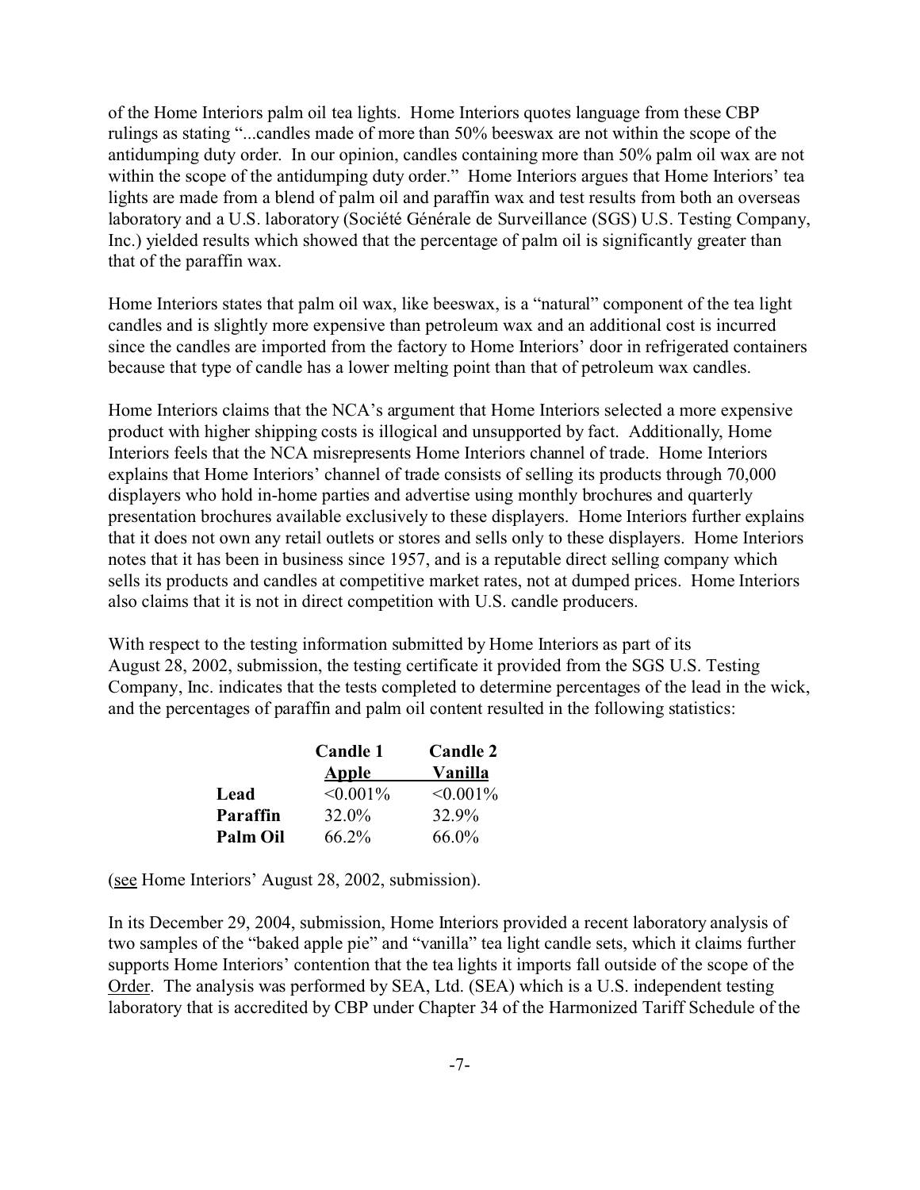of the Home Interiors palm oil tea lights. Home Interiors quotes language from these CBP rulings as stating "...candles made of more than 50% beeswax are not within the scope of the antidumping duty order. In our opinion, candles containing more than 50% palm oil wax are not within the scope of the antidumping duty order." Home Interiors argues that Home Interiors' tea lights are made from a blend of palm oil and paraffin wax and test results from both an overseas laboratory and a U.S. laboratory (Société Générale de Surveillance (SGS) U.S. Testing Company, Inc.) yielded results which showed that the percentage of palm oil is significantly greater than that of the paraffin wax.

Home Interiors states that palm oil wax, like beeswax, is a "natural" component of the tea light candles and is slightly more expensive than petroleum wax and an additional cost is incurred since the candles are imported from the factory to Home Interiors' door in refrigerated containers because that type of candle has a lower melting point than that of petroleum wax candles.

Home Interiors claims that the NCA's argument that Home Interiors selected a more expensive product with higher shipping costs is illogical and unsupported by fact. Additionally, Home Interiors feels that the NCA misrepresents Home Interiors channel of trade. Home Interiors explains that Home Interiors' channel of trade consists of selling its products through 70,000 displayers who hold in-home parties and advertise using monthly brochures and quarterly presentation brochures available exclusively to these displayers. Home Interiors further explains that it does not own any retail outlets or stores and sells only to these displayers. Home Interiors notes that it has been in business since 1957, and is a reputable direct selling company which sells its products and candles at competitive market rates, not at dumped prices. Home Interiors also claims that it is not in direct competition with U.S. candle producers.

With respect to the testing information submitted by Home Interiors as part of its August 28, 2002, submission, the testing certificate it provided from the SGS U.S. Testing Company, Inc. indicates that the tests completed to determine percentages of the lead in the wick, and the percentages of paraffin and palm oil content resulted in the following statistics:

| | **Candle 1 Apple** | **Candle 2 Vanilla** |
|---|---|---|
| **Lead** | <0.001% | <0.001% |
| **Paraffin** | 32.0% | 32.9% |
| **Palm Oil** | 66.2% | 66.0% |

(see Home Interiors' August 28, 2002, submission).

In its December 29, 2004, submission, Home Interiors provided a recent laboratory analysis of two samples of the "baked apple pie" and "vanilla" tea light candle sets, which it claims further supports Home Interiors' contention that the tea lights it imports fall outside of the scope of the Order. The analysis was performed by SEA, Ltd. (SEA) which is a U.S. independent testing laboratory that is accredited by CBP under Chapter 34 of the Harmonized Tariff Schedule of the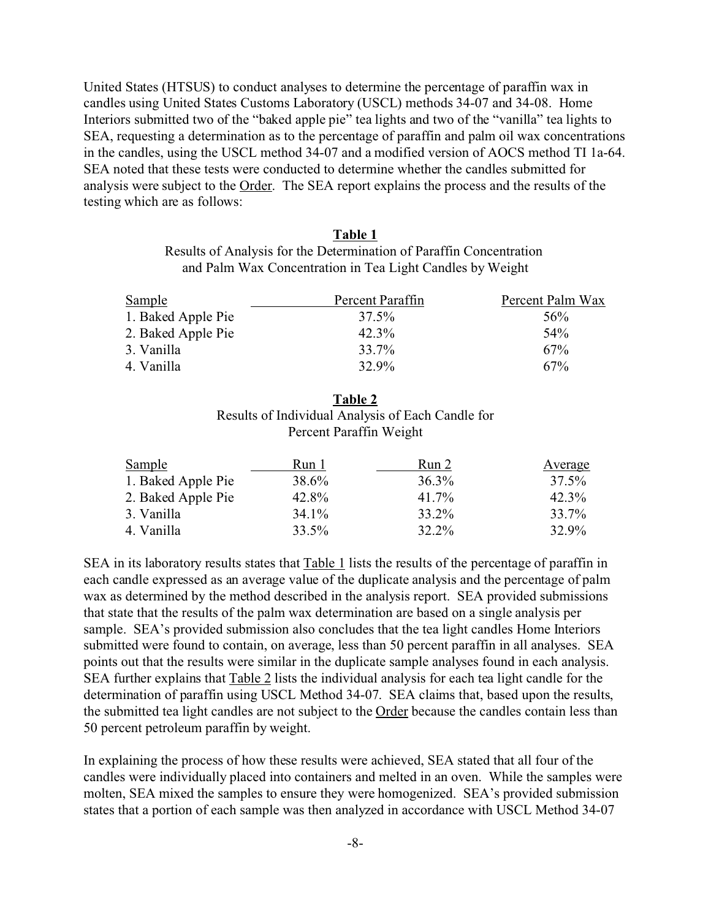United States (HTSUS) to conduct analyses to determine the percentage of paraffin wax in candles using United States Customs Laboratory (USCL) methods 34-07 and 34-08. Home Interiors submitted two of the "baked apple pie" tea lights and two of the "vanilla" tea lights to SEA, requesting a determination as to the percentage of paraffin and palm oil wax concentrations in the candles, using the USCL method 34-07 and a modified version of AOCS method TI 1a-64. SEA noted that these tests were conducted to determine whether the candles submitted for analysis were subject to the Order. The SEA report explains the process and the results of the testing which are as follows:

**Table 1**

Results of Analysis for the Determination of Paraffin Concentration and Palm Wax Concentration in Tea Light Candles by Weight

| Sample | Percent Paraffin | Percent Palm Wax |
|---|---|---|
| 1. Baked Apple Pie | 37.5% | 56% |
| 2. Baked Apple Pie | 42.3% | 54% |
| 3. Vanilla | 33.7% | 67% |
| 4. Vanilla | 32.9% | 67% |

**Table 2**

Results of Individual Analysis of Each Candle for Percent Paraffin Weight

| Sample | Run 1 | Run 2 | Average |
|---|---|---|---|
| 1. Baked Apple Pie | 38.6% | 36.3% | 37.5% |
| 2. Baked Apple Pie | 42.8% | 41.7% | 42.3% |
| 3. Vanilla | 34.1% | 33.2% | 33.7% |
| 4. Vanilla | 33.5% | 32.2% | 32.9% |

SEA in its laboratory results states that Table 1 lists the results of the percentage of paraffin in each candle expressed as an average value of the duplicate analysis and the percentage of palm wax as determined by the method described in the analysis report. SEA provided submissions that state that the results of the palm wax determination are based on a single analysis per sample. SEA's provided submission also concludes that the tea light candles Home Interiors submitted were found to contain, on average, less than 50 percent paraffin in all analyses. SEA points out that the results were similar in the duplicate sample analyses found in each analysis. SEA further explains that Table 2 lists the individual analysis for each tea light candle for the determination of paraffin using USCL Method 34-07. SEA claims that, based upon the results, the submitted tea light candles are not subject to the Order because the candles contain less than 50 percent petroleum paraffin by weight.

In explaining the process of how these results were achieved, SEA stated that all four of the candles were individually placed into containers and melted in an oven. While the samples were molten, SEA mixed the samples to ensure they were homogenized. SEA's provided submission states that a portion of each sample was then analyzed in accordance with USCL Method 34-07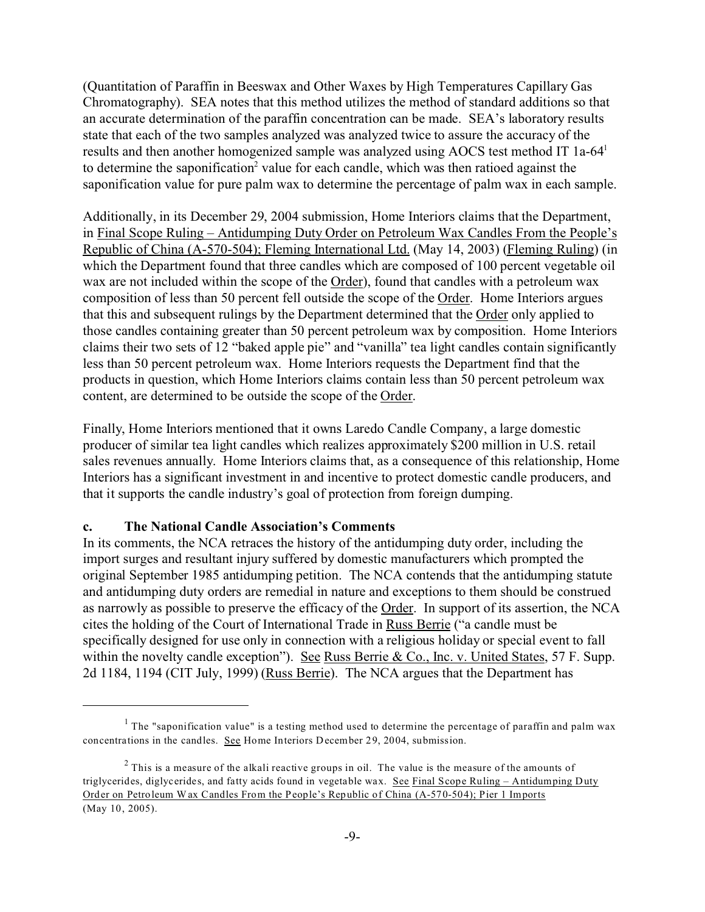(Quantitation of Paraffin in Beeswax and Other Waxes by High Temperatures Capillary Gas Chromatography). SEA notes that this method utilizes the method of standard additions so that an accurate determination of the paraffin concentration can be made. SEA's laboratory results state that each of the two samples analyzed was analyzed twice to assure the accuracy of the results and then another homogenized sample was analyzed using AOCS test method IT 1a-64[1] to determine the saponification[2] value for each candle, which was then ratioed against the saponification value for pure palm wax to determine the percentage of palm wax in each sample.

Additionally, in its December 29, 2004 submission, Home Interiors claims that the Department, in Final Scope Ruling – Antidumping Duty Order on Petroleum Wax Candles From the People's Republic of China (A-570-504); Fleming International Ltd. (May 14, 2003) (Fleming Ruling) (in which the Department found that three candles which are composed of 100 percent vegetable oil wax are not included within the scope of the Order), found that candles with a petroleum wax composition of less than 50 percent fell outside the scope of the Order. Home Interiors argues that this and subsequent rulings by the Department determined that the Order only applied to those candles containing greater than 50 percent petroleum wax by composition. Home Interiors claims their two sets of 12 "baked apple pie" and "vanilla" tea light candles contain significantly less than 50 percent petroleum wax. Home Interiors requests the Department find that the products in question, which Home Interiors claims contain less than 50 percent petroleum wax content, are determined to be outside the scope of the Order.

Finally, Home Interiors mentioned that it owns Laredo Candle Company, a large domestic producer of similar tea light candles which realizes approximately $200 million in U.S. retail sales revenues annually. Home Interiors claims that, as a consequence of this relationship, Home Interiors has a significant investment in and incentive to protect domestic candle producers, and that it supports the candle industry's goal of protection from foreign dumping.

### c. The National Candle Association's Comments

In its comments, the NCA retraces the history of the antidumping duty order, including the import surges and resultant injury suffered by domestic manufacturers which prompted the original September 1985 antidumping petition. The NCA contends that the antidumping statute and antidumping duty orders are remedial in nature and exceptions to them should be construed as narrowly as possible to preserve the efficacy of the Order. In support of its assertion, the NCA cites the holding of the Court of International Trade in Russ Berrie ("a candle must be specifically designed for use only in connection with a religious holiday or special event to fall within the novelty candle exception"). See Russ Berrie & Co., Inc. v. United States, 57 F. Supp. 2d 1184, 1194 (CIT July, 1999) (Russ Berrie). The NCA argues that the Department has

---

[1] The "saponification value" is a testing method used to determine the percentage of paraffin and palm wax concentrations in the candles. See Home Interiors December 29, 2004, submission.

[2] This is a measure of the alkali reactive groups in oil. The value is the measure of the amounts of triglycerides, diglycerides, and fatty acids found in vegetable wax. See Final Scope Ruling – Antidumping Duty Order on Petroleum Wax Candles From the People's Republic of China (A-570-504); Pier 1 Imports (May 10, 2005).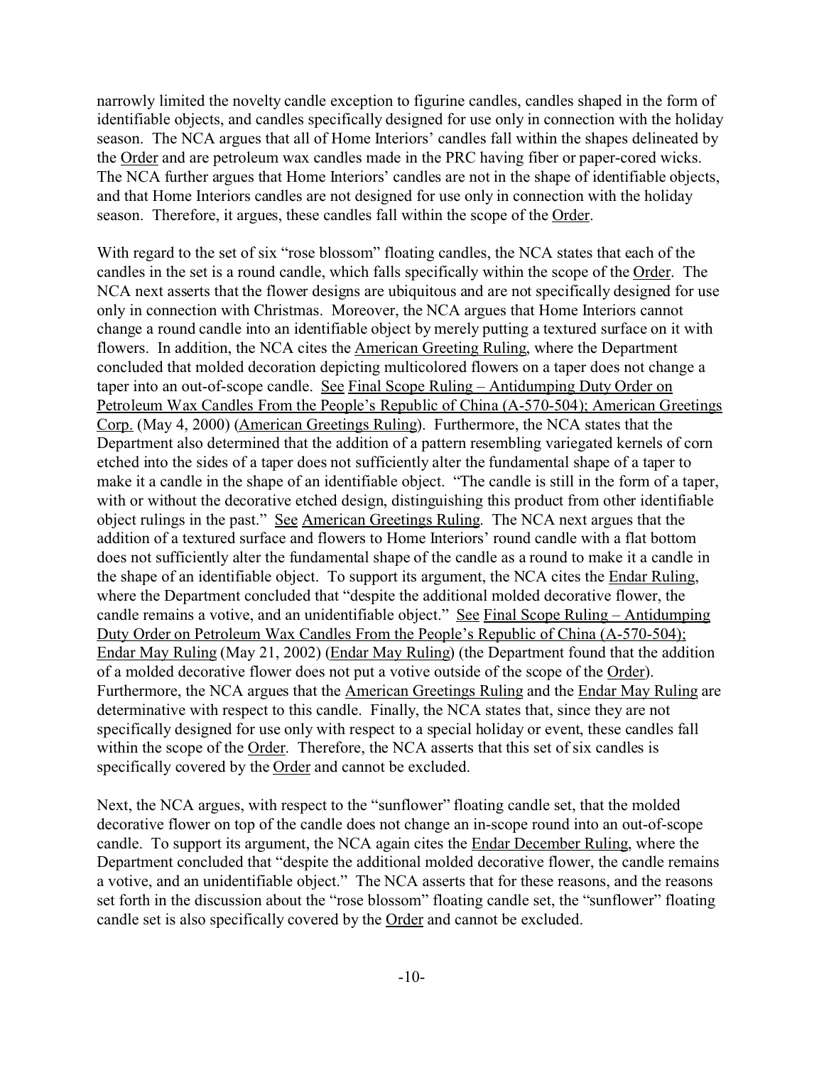narrowly limited the novelty candle exception to figurine candles, candles shaped in the form of identifiable objects, and candles specifically designed for use only in connection with the holiday season. The NCA argues that all of Home Interiors' candles fall within the shapes delineated by the Order and are petroleum wax candles made in the PRC having fiber or paper-cored wicks. The NCA further argues that Home Interiors' candles are not in the shape of identifiable objects, and that Home Interiors candles are not designed for use only in connection with the holiday season. Therefore, it argues, these candles fall within the scope of the Order.

With regard to the set of six "rose blossom" floating candles, the NCA states that each of the candles in the set is a round candle, which falls specifically within the scope of the Order. The NCA next asserts that the flower designs are ubiquitous and are not specifically designed for use only in connection with Christmas. Moreover, the NCA argues that Home Interiors cannot change a round candle into an identifiable object by merely putting a textured surface on it with flowers. In addition, the NCA cites the American Greeting Ruling, where the Department concluded that molded decoration depicting multicolored flowers on a taper does not change a taper into an out-of-scope candle. See Final Scope Ruling – Antidumping Duty Order on Petroleum Wax Candles From the People's Republic of China (A-570-504); American Greetings Corp. (May 4, 2000) (American Greetings Ruling). Furthermore, the NCA states that the Department also determined that the addition of a pattern resembling variegated kernels of corn etched into the sides of a taper does not sufficiently alter the fundamental shape of a taper to make it a candle in the shape of an identifiable object. "The candle is still in the form of a taper, with or without the decorative etched design, distinguishing this product from other identifiable object rulings in the past." See American Greetings Ruling. The NCA next argues that the addition of a textured surface and flowers to Home Interiors' round candle with a flat bottom does not sufficiently alter the fundamental shape of the candle as a round to make it a candle in the shape of an identifiable object. To support its argument, the NCA cites the Endar Ruling, where the Department concluded that "despite the additional molded decorative flower, the candle remains a votive, and an unidentifiable object." See Final Scope Ruling – Antidumping Duty Order on Petroleum Wax Candles From the People's Republic of China (A-570-504); Endar May Ruling (May 21, 2002) (Endar May Ruling) (the Department found that the addition of a molded decorative flower does not put a votive outside of the scope of the Order). Furthermore, the NCA argues that the American Greetings Ruling and the Endar May Ruling are determinative with respect to this candle. Finally, the NCA states that, since they are not specifically designed for use only with respect to a special holiday or event, these candles fall within the scope of the Order. Therefore, the NCA asserts that this set of six candles is specifically covered by the Order and cannot be excluded.

Next, the NCA argues, with respect to the "sunflower" floating candle set, that the molded decorative flower on top of the candle does not change an in-scope round into an out-of-scope candle. To support its argument, the NCA again cites the Endar December Ruling, where the Department concluded that "despite the additional molded decorative flower, the candle remains a votive, and an unidentifiable object." The NCA asserts that for these reasons, and the reasons set forth in the discussion about the "rose blossom" floating candle set, the "sunflower" floating candle set is also specifically covered by the Order and cannot be excluded.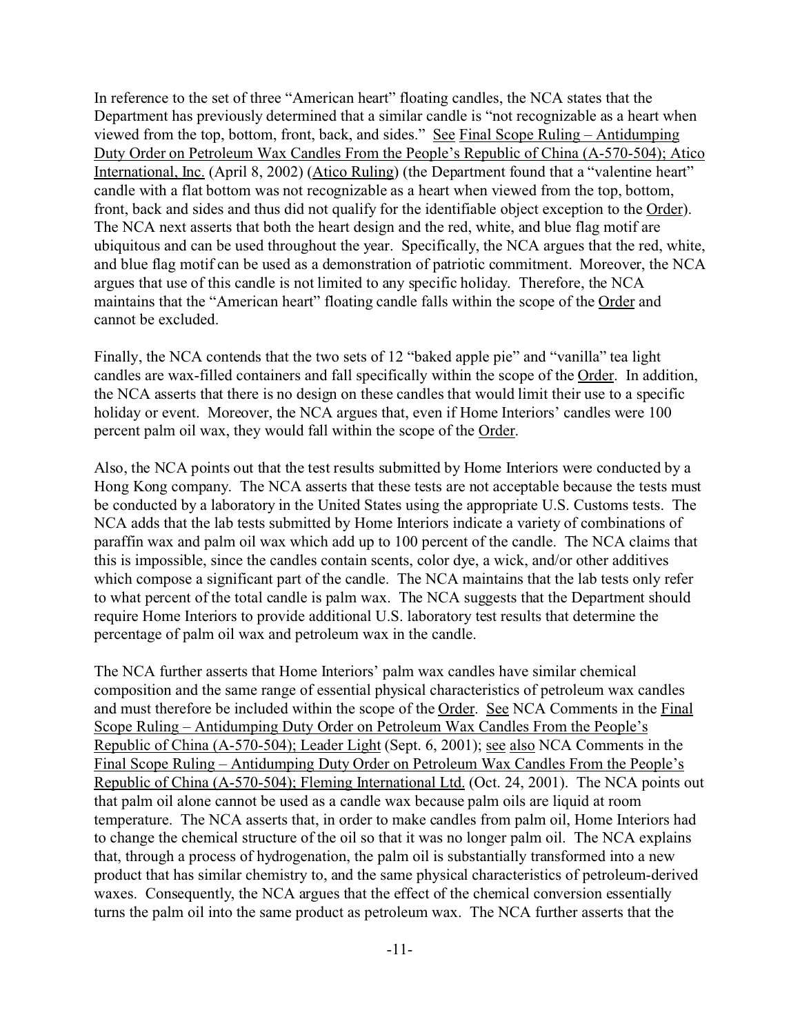In reference to the set of three "American heart" floating candles, the NCA states that the Department has previously determined that a similar candle is "not recognizable as a heart when viewed from the top, bottom, front, back, and sides." See Final Scope Ruling – Antidumping Duty Order on Petroleum Wax Candles From the People's Republic of China (A-570-504); Atico International, Inc. (April 8, 2002) (Atico Ruling) (the Department found that a "valentine heart" candle with a flat bottom was not recognizable as a heart when viewed from the top, bottom, front, back and sides and thus did not qualify for the identifiable object exception to the Order). The NCA next asserts that both the heart design and the red, white, and blue flag motif are ubiquitous and can be used throughout the year. Specifically, the NCA argues that the red, white, and blue flag motif can be used as a demonstration of patriotic commitment. Moreover, the NCA argues that use of this candle is not limited to any specific holiday. Therefore, the NCA maintains that the "American heart" floating candle falls within the scope of the Order and cannot be excluded.

Finally, the NCA contends that the two sets of 12 "baked apple pie" and "vanilla" tea light candles are wax-filled containers and fall specifically within the scope of the Order. In addition, the NCA asserts that there is no design on these candles that would limit their use to a specific holiday or event. Moreover, the NCA argues that, even if Home Interiors' candles were 100 percent palm oil wax, they would fall within the scope of the Order.

Also, the NCA points out that the test results submitted by Home Interiors were conducted by a Hong Kong company. The NCA asserts that these tests are not acceptable because the tests must be conducted by a laboratory in the United States using the appropriate U.S. Customs tests. The NCA adds that the lab tests submitted by Home Interiors indicate a variety of combinations of paraffin wax and palm oil wax which add up to 100 percent of the candle. The NCA claims that this is impossible, since the candles contain scents, color dye, a wick, and/or other additives which compose a significant part of the candle. The NCA maintains that the lab tests only refer to what percent of the total candle is palm wax. The NCA suggests that the Department should require Home Interiors to provide additional U.S. laboratory test results that determine the percentage of palm oil wax and petroleum wax in the candle.

The NCA further asserts that Home Interiors' palm wax candles have similar chemical composition and the same range of essential physical characteristics of petroleum wax candles and must therefore be included within the scope of the Order. See NCA Comments in the Final Scope Ruling – Antidumping Duty Order on Petroleum Wax Candles From the People's Republic of China (A-570-504); Leader Light (Sept. 6, 2001); see also NCA Comments in the Final Scope Ruling – Antidumping Duty Order on Petroleum Wax Candles From the People's Republic of China (A-570-504); Fleming International Ltd. (Oct. 24, 2001). The NCA points out that palm oil alone cannot be used as a candle wax because palm oils are liquid at room temperature. The NCA asserts that, in order to make candles from palm oil, Home Interiors had to change the chemical structure of the oil so that it was no longer palm oil. The NCA explains that, through a process of hydrogenation, the palm oil is substantially transformed into a new product that has similar chemistry to, and the same physical characteristics of petroleum-derived waxes. Consequently, the NCA argues that the effect of the chemical conversion essentially turns the palm oil into the same product as petroleum wax. The NCA further asserts that the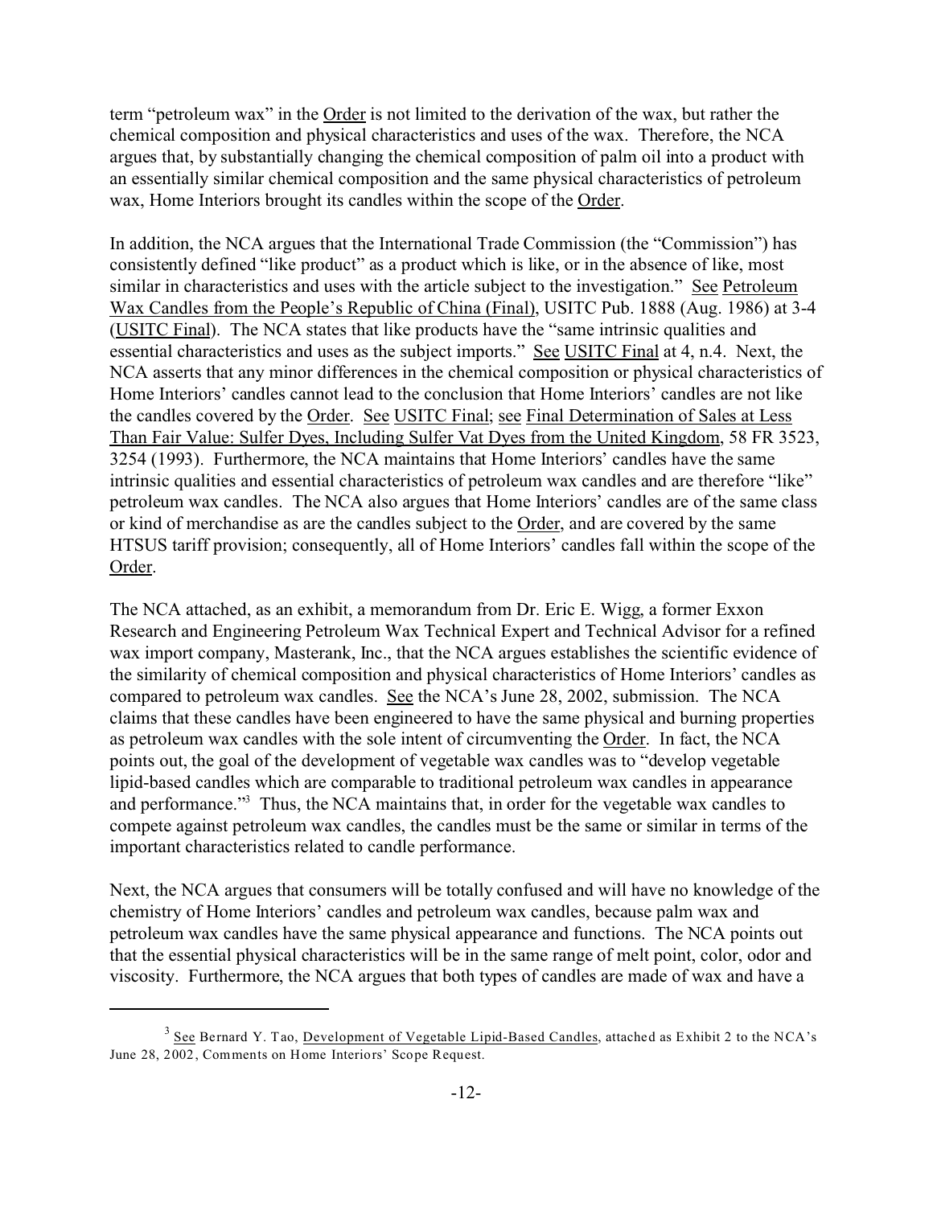term "petroleum wax" in the Order is not limited to the derivation of the wax, but rather the chemical composition and physical characteristics and uses of the wax. Therefore, the NCA argues that, by substantially changing the chemical composition of palm oil into a product with an essentially similar chemical composition and the same physical characteristics of petroleum wax, Home Interiors brought its candles within the scope of the Order.

In addition, the NCA argues that the International Trade Commission (the "Commission") has consistently defined "like product" as a product which is like, or in the absence of like, most similar in characteristics and uses with the article subject to the investigation." See Petroleum Wax Candles from the People's Republic of China (Final), USITC Pub. 1888 (Aug. 1986) at 3-4 (USITC Final). The NCA states that like products have the "same intrinsic qualities and essential characteristics and uses as the subject imports." See USITC Final at 4, n.4. Next, the NCA asserts that any minor differences in the chemical composition or physical characteristics of Home Interiors' candles cannot lead to the conclusion that Home Interiors' candles are not like the candles covered by the Order. See USITC Final; see Final Determination of Sales at Less Than Fair Value: Sulfer Dyes, Including Sulfer Vat Dyes from the United Kingdom, 58 FR 3523, 3254 (1993). Furthermore, the NCA maintains that Home Interiors' candles have the same intrinsic qualities and essential characteristics of petroleum wax candles and are therefore "like" petroleum wax candles. The NCA also argues that Home Interiors' candles are of the same class or kind of merchandise as are the candles subject to the Order, and are covered by the same HTSUS tariff provision; consequently, all of Home Interiors' candles fall within the scope of the Order.

The NCA attached, as an exhibit, a memorandum from Dr. Eric E. Wigg, a former Exxon Research and Engineering Petroleum Wax Technical Expert and Technical Advisor for a refined wax import company, Masterank, Inc., that the NCA argues establishes the scientific evidence of the similarity of chemical composition and physical characteristics of Home Interiors' candles as compared to petroleum wax candles. See the NCA's June 28, 2002, submission. The NCA claims that these candles have been engineered to have the same physical and burning properties as petroleum wax candles with the sole intent of circumventing the Order. In fact, the NCA points out, the goal of the development of vegetable wax candles was to "develop vegetable lipid-based candles which are comparable to traditional petroleum wax candles in appearance and performance."[3] Thus, the NCA maintains that, in order for the vegetable wax candles to compete against petroleum wax candles, the candles must be the same or similar in terms of the important characteristics related to candle performance.

Next, the NCA argues that consumers will be totally confused and will have no knowledge of the chemistry of Home Interiors' candles and petroleum wax candles, because palm wax and petroleum wax candles have the same physical appearance and functions. The NCA points out that the essential physical characteristics will be in the same range of melt point, color, odor and viscosity. Furthermore, the NCA argues that both types of candles are made of wax and have a

---

[3] See Bernard Y. Tao, Development of Vegetable Lipid-Based Candles, attached as Exhibit 2 to the NCA's June 28, 2002, Comments on Home Interiors' Scope Request.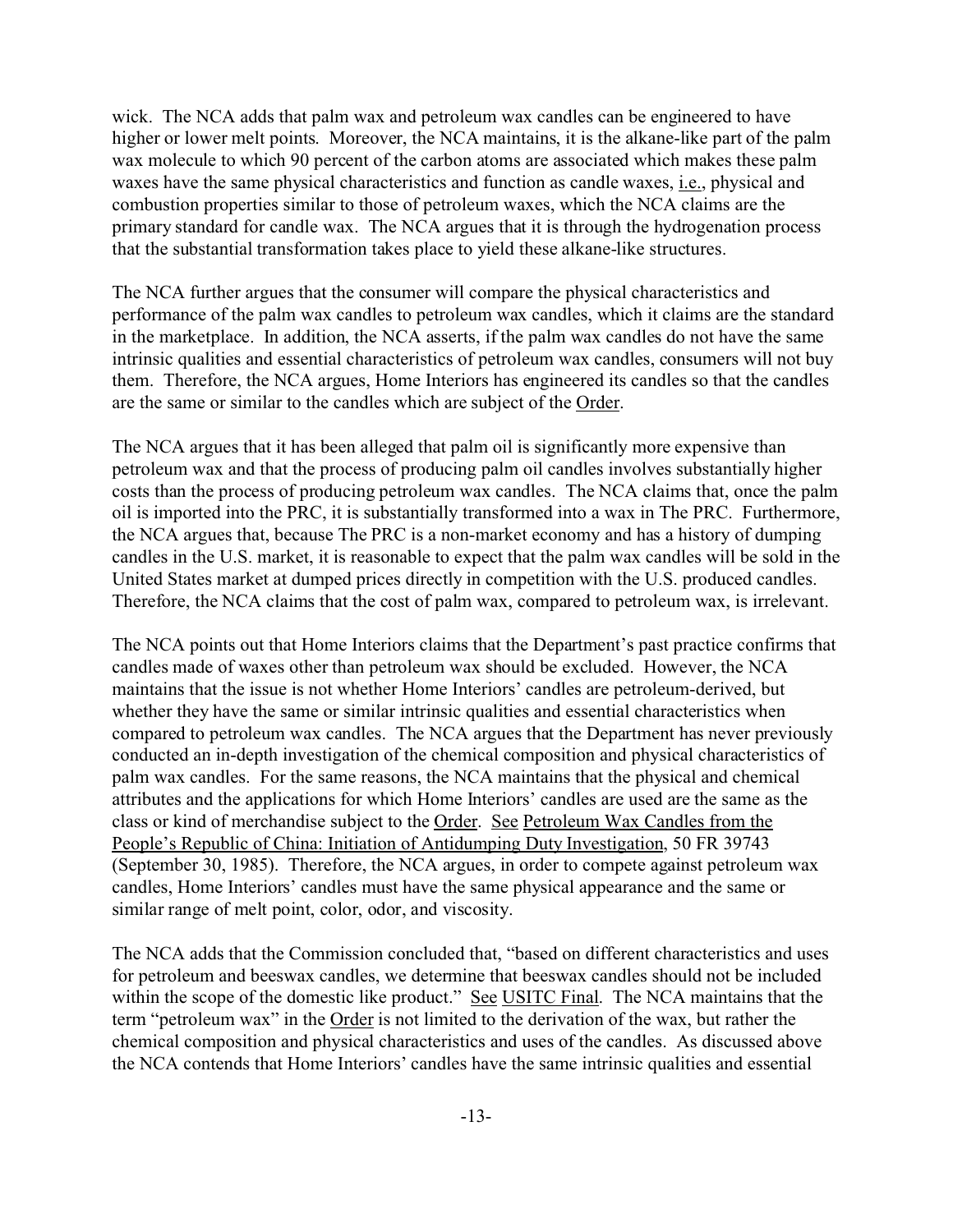wick. The NCA adds that palm wax and petroleum wax candles can be engineered to have higher or lower melt points. Moreover, the NCA maintains, it is the alkane-like part of the palm wax molecule to which 90 percent of the carbon atoms are associated which makes these palm waxes have the same physical characteristics and function as candle waxes, i.e., physical and combustion properties similar to those of petroleum waxes, which the NCA claims are the primary standard for candle wax. The NCA argues that it is through the hydrogenation process that the substantial transformation takes place to yield these alkane-like structures.

The NCA further argues that the consumer will compare the physical characteristics and performance of the palm wax candles to petroleum wax candles, which it claims are the standard in the marketplace. In addition, the NCA asserts, if the palm wax candles do not have the same intrinsic qualities and essential characteristics of petroleum wax candles, consumers will not buy them. Therefore, the NCA argues, Home Interiors has engineered its candles so that the candles are the same or similar to the candles which are subject of the Order.

The NCA argues that it has been alleged that palm oil is significantly more expensive than petroleum wax and that the process of producing palm oil candles involves substantially higher costs than the process of producing petroleum wax candles. The NCA claims that, once the palm oil is imported into the PRC, it is substantially transformed into a wax in The PRC. Furthermore, the NCA argues that, because The PRC is a non-market economy and has a history of dumping candles in the U.S. market, it is reasonable to expect that the palm wax candles will be sold in the United States market at dumped prices directly in competition with the U.S. produced candles. Therefore, the NCA claims that the cost of palm wax, compared to petroleum wax, is irrelevant.

The NCA points out that Home Interiors claims that the Department's past practice confirms that candles made of waxes other than petroleum wax should be excluded. However, the NCA maintains that the issue is not whether Home Interiors' candles are petroleum-derived, but whether they have the same or similar intrinsic qualities and essential characteristics when compared to petroleum wax candles. The NCA argues that the Department has never previously conducted an in-depth investigation of the chemical composition and physical characteristics of palm wax candles. For the same reasons, the NCA maintains that the physical and chemical attributes and the applications for which Home Interiors' candles are used are the same as the class or kind of merchandise subject to the Order. See Petroleum Wax Candles from the People's Republic of China: Initiation of Antidumping Duty Investigation, 50 FR 39743 (September 30, 1985). Therefore, the NCA argues, in order to compete against petroleum wax candles, Home Interiors' candles must have the same physical appearance and the same or similar range of melt point, color, odor, and viscosity.

The NCA adds that the Commission concluded that, "based on different characteristics and uses for petroleum and beeswax candles, we determine that beeswax candles should not be included within the scope of the domestic like product." See USITC Final. The NCA maintains that the term "petroleum wax" in the Order is not limited to the derivation of the wax, but rather the chemical composition and physical characteristics and uses of the candles. As discussed above the NCA contends that Home Interiors' candles have the same intrinsic qualities and essential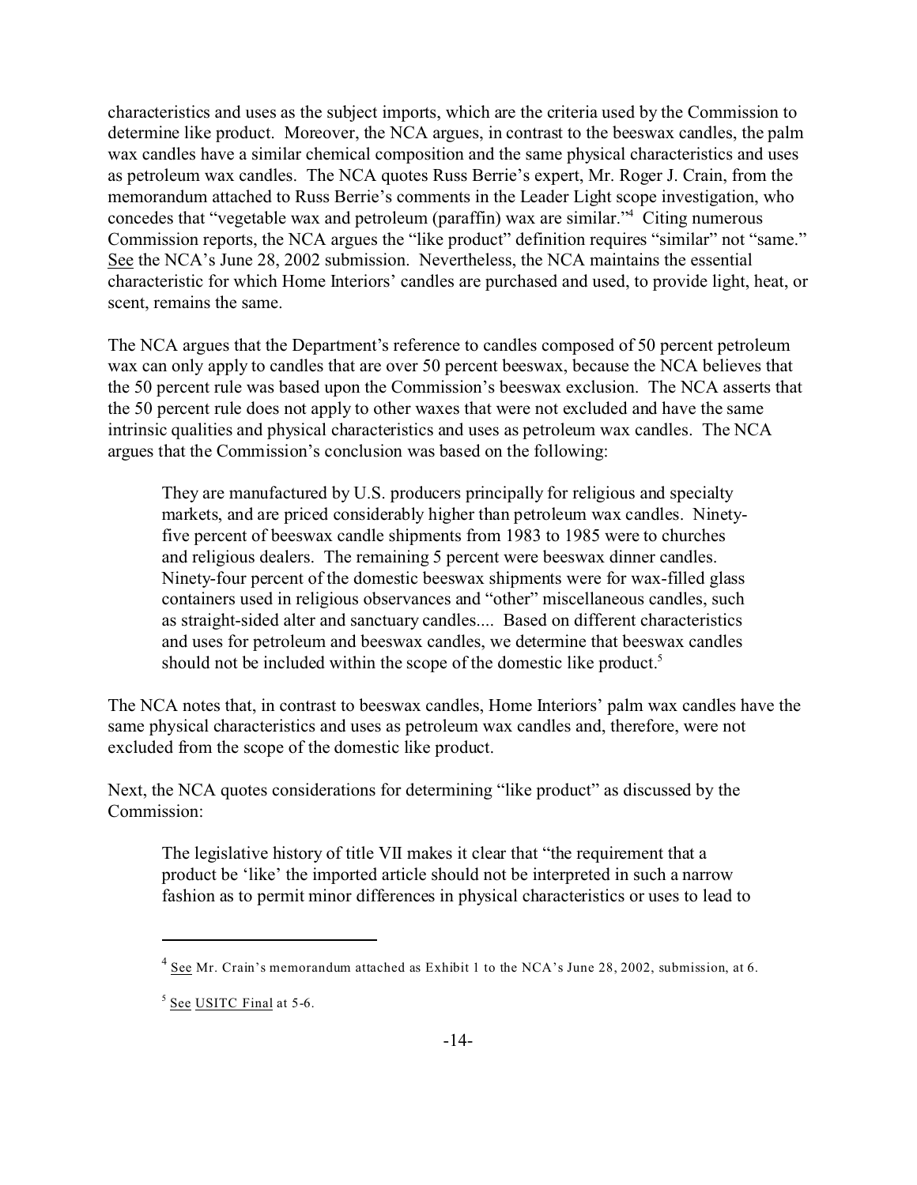characteristics and uses as the subject imports, which are the criteria used by the Commission to determine like product. Moreover, the NCA argues, in contrast to the beeswax candles, the palm wax candles have a similar chemical composition and the same physical characteristics and uses as petroleum wax candles. The NCA quotes Russ Berrie's expert, Mr. Roger J. Crain, from the memorandum attached to Russ Berrie's comments in the Leader Light scope investigation, who concedes that "vegetable wax and petroleum (paraffin) wax are similar."[4] Citing numerous Commission reports, the NCA argues the "like product" definition requires "similar" not "same." See the NCA's June 28, 2002 submission. Nevertheless, the NCA maintains the essential characteristic for which Home Interiors' candles are purchased and used, to provide light, heat, or scent, remains the same.

The NCA argues that the Department's reference to candles composed of 50 percent petroleum wax can only apply to candles that are over 50 percent beeswax, because the NCA believes that the 50 percent rule was based upon the Commission's beeswax exclusion. The NCA asserts that the 50 percent rule does not apply to other waxes that were not excluded and have the same intrinsic qualities and physical characteristics and uses as petroleum wax candles. The NCA argues that the Commission's conclusion was based on the following:

> They are manufactured by U.S. producers principally for religious and specialty markets, and are priced considerably higher than petroleum wax candles. Ninety-five percent of beeswax candle shipments from 1983 to 1985 were to churches and religious dealers. The remaining 5 percent were beeswax dinner candles. Ninety-four percent of the domestic beeswax shipments were for wax-filled glass containers used in religious observances and "other" miscellaneous candles, such as straight-sided alter and sanctuary candles.... Based on different characteristics and uses for petroleum and beeswax candles, we determine that beeswax candles should not be included within the scope of the domestic like product.[5]

The NCA notes that, in contrast to beeswax candles, Home Interiors' palm wax candles have the same physical characteristics and uses as petroleum wax candles and, therefore, were not excluded from the scope of the domestic like product.

Next, the NCA quotes considerations for determining "like product" as discussed by the Commission:

> The legislative history of title VII makes it clear that "the requirement that a product be 'like' the imported article should not be interpreted in such a narrow fashion as to permit minor differences in physical characteristics or uses to lead to

---

[4] See Mr. Crain's memorandum attached as Exhibit 1 to the NCA's June 28, 2002, submission, at 6.

[5] See USITC Final at 5-6.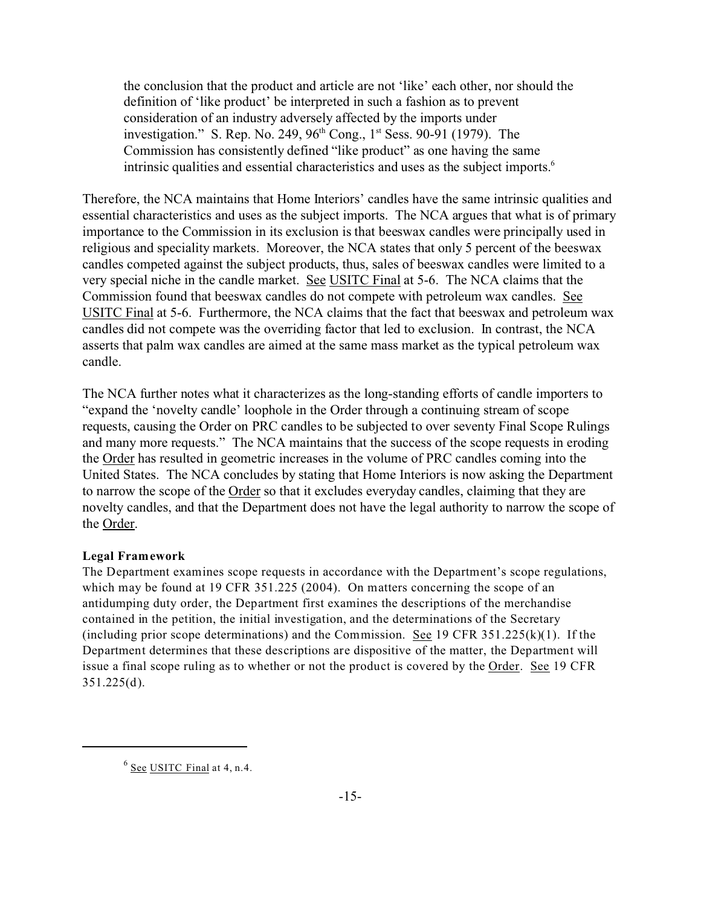> the conclusion that the product and article are not 'like' each other, nor should the definition of 'like product' be interpreted in such a fashion as to prevent consideration of an industry adversely affected by the imports under investigation." S. Rep. No. 249, 96th Cong., 1st Sess. 90-91 (1979). The Commission has consistently defined "like product" as one having the same intrinsic qualities and essential characteristics and uses as the subject imports.[6]

Therefore, the NCA maintains that Home Interiors' candles have the same intrinsic qualities and essential characteristics and uses as the subject imports. The NCA argues that what is of primary importance to the Commission in its exclusion is that beeswax candles were principally used in religious and speciality markets. Moreover, the NCA states that only 5 percent of the beeswax candles competed against the subject products, thus, sales of beeswax candles were limited to a very special niche in the candle market. See USITC Final at 5-6. The NCA claims that the Commission found that beeswax candles do not compete with petroleum wax candles. See USITC Final at 5-6. Furthermore, the NCA claims that the fact that beeswax and petroleum wax candles did not compete was the overriding factor that led to exclusion. In contrast, the NCA asserts that palm wax candles are aimed at the same mass market as the typical petroleum wax candle.

The NCA further notes what it characterizes as the long-standing efforts of candle importers to "expand the 'novelty candle' loophole in the Order through a continuing stream of scope requests, causing the Order on PRC candles to be subjected to over seventy Final Scope Rulings and many more requests." The NCA maintains that the success of the scope requests in eroding the Order has resulted in geometric increases in the volume of PRC candles coming into the United States. The NCA concludes by stating that Home Interiors is now asking the Department to narrow the scope of the Order so that it excludes everyday candles, claiming that they are novelty candles, and that the Department does not have the legal authority to narrow the scope of the Order.

**Legal Framework**

The Department examines scope requests in accordance with the Department's scope regulations, which may be found at 19 CFR 351.225 (2004). On matters concerning the scope of an antidumping duty order, the Department first examines the descriptions of the merchandise contained in the petition, the initial investigation, and the determinations of the Secretary (including prior scope determinations) and the Commission. See 19 CFR 351.225(k)(1). If the Department determines that these descriptions are dispositive of the matter, the Department will issue a final scope ruling as to whether or not the product is covered by the Order. See 19 CFR 351.225(d).

---

[6] See USITC Final at 4, n.4.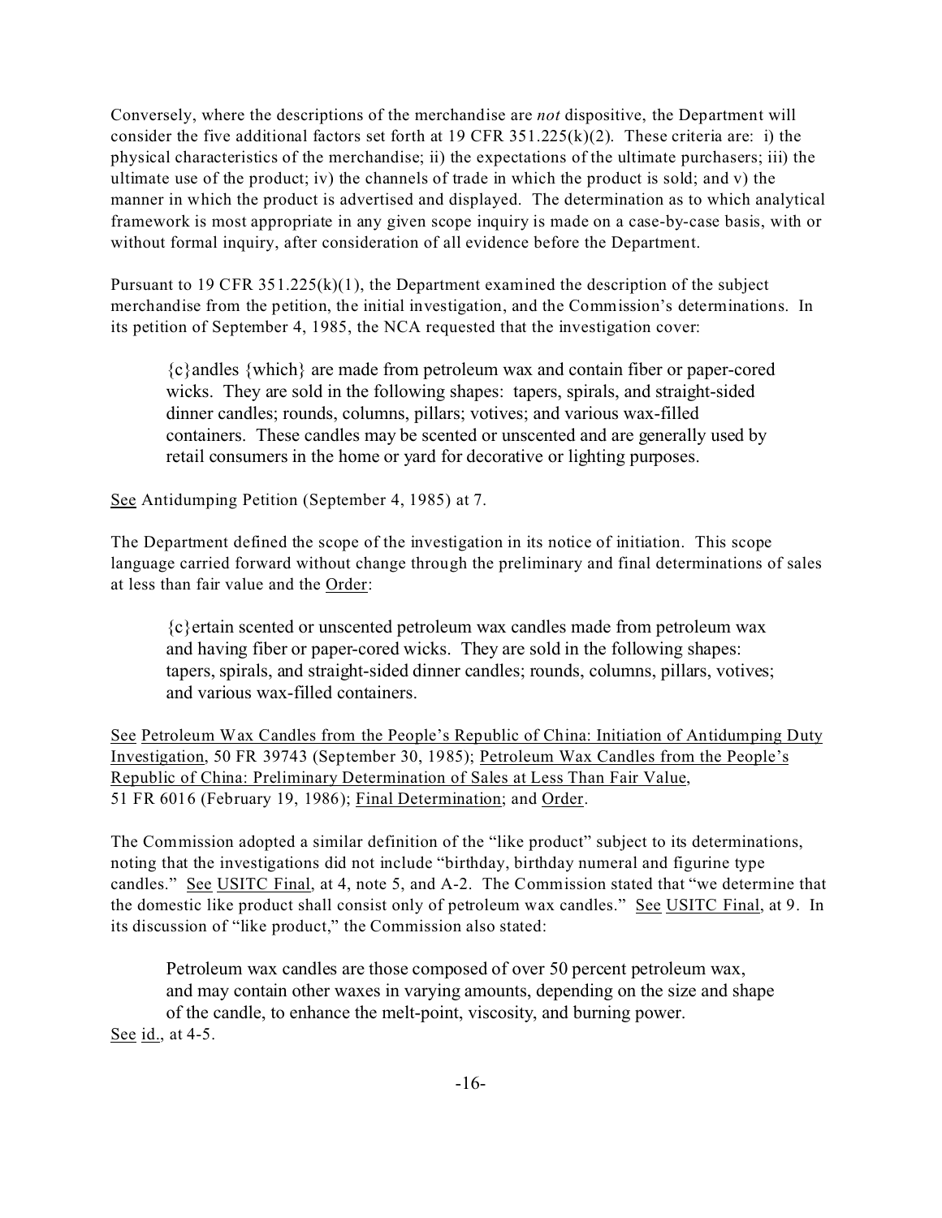Conversely, where the descriptions of the merchandise are *not* dispositive, the Department will consider the five additional factors set forth at 19 CFR 351.225(k)(2). These criteria are: i) the physical characteristics of the merchandise; ii) the expectations of the ultimate purchasers; iii) the ultimate use of the product; iv) the channels of trade in which the product is sold; and v) the manner in which the product is advertised and displayed. The determination as to which analytical framework is most appropriate in any given scope inquiry is made on a case-by-case basis, with or without formal inquiry, after consideration of all evidence before the Department.

Pursuant to 19 CFR 351.225(k)(1), the Department examined the description of the subject merchandise from the petition, the initial investigation, and the Commission's determinations. In its petition of September 4, 1985, the NCA requested that the investigation cover:

> {c}andles {which} are made from petroleum wax and contain fiber or paper-cored wicks. They are sold in the following shapes: tapers, spirals, and straight-sided dinner candles; rounds, columns, pillars; votives; and various wax-filled containers. These candles may be scented or unscented and are generally used by retail consumers in the home or yard for decorative or lighting purposes.

See Antidumping Petition (September 4, 1985) at 7.

The Department defined the scope of the investigation in its notice of initiation. This scope language carried forward without change through the preliminary and final determinations of sales at less than fair value and the Order:

> {c}ertain scented or unscented petroleum wax candles made from petroleum wax and having fiber or paper-cored wicks. They are sold in the following shapes: tapers, spirals, and straight-sided dinner candles; rounds, columns, pillars, votives; and various wax-filled containers.

See Petroleum Wax Candles from the People's Republic of China: Initiation of Antidumping Duty Investigation, 50 FR 39743 (September 30, 1985); Petroleum Wax Candles from the People's Republic of China: Preliminary Determination of Sales at Less Than Fair Value, 51 FR 6016 (February 19, 1986); Final Determination; and Order.

The Commission adopted a similar definition of the "like product" subject to its determinations, noting that the investigations did not include "birthday, birthday numeral and figurine type candles." See USITC Final, at 4, note 5, and A-2. The Commission stated that "we determine that the domestic like product shall consist only of petroleum wax candles." See USITC Final, at 9. In its discussion of "like product," the Commission also stated:

> Petroleum wax candles are those composed of over 50 percent petroleum wax, and may contain other waxes in varying amounts, depending on the size and shape of the candle, to enhance the melt-point, viscosity, and burning power.

See id., at 4-5.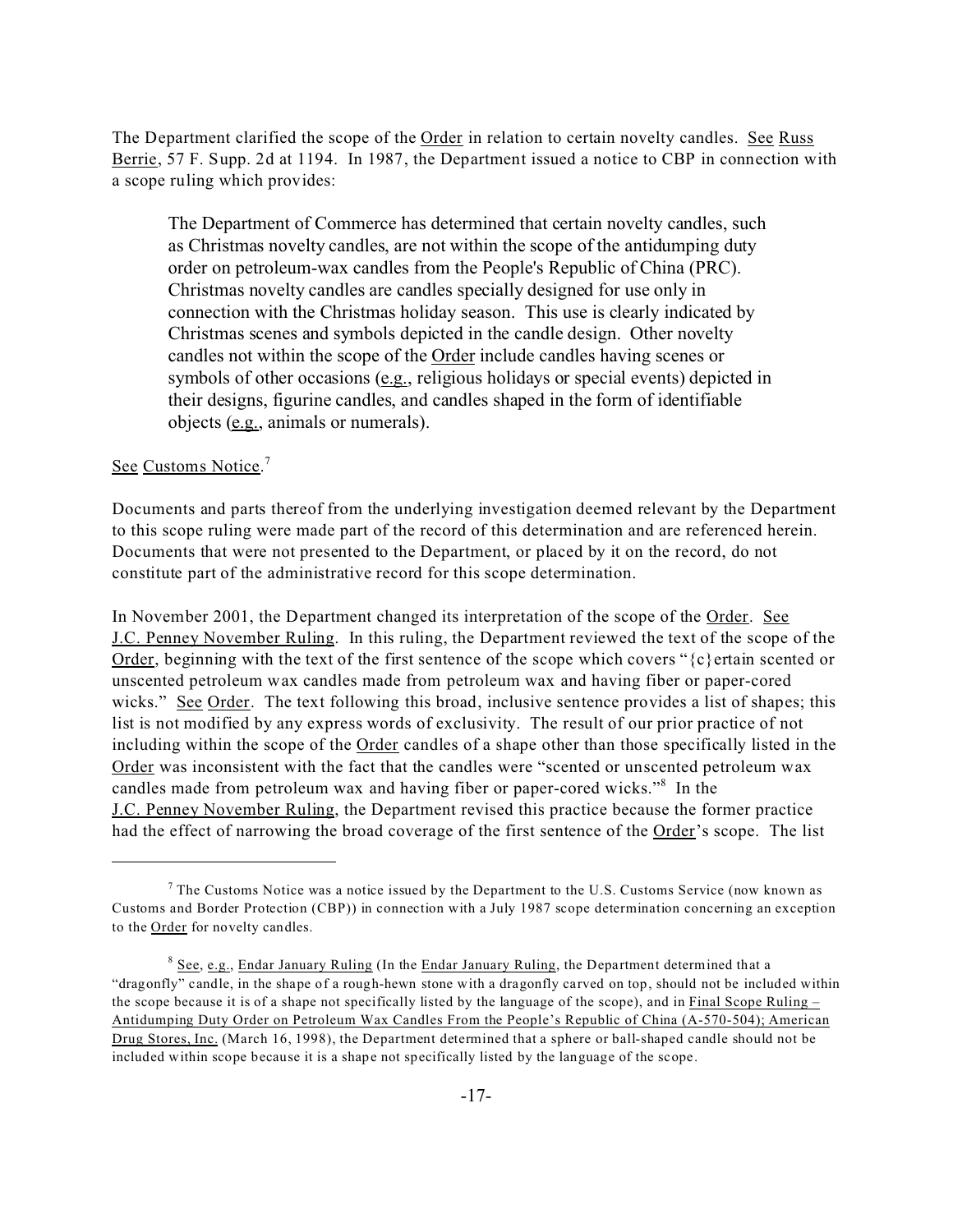The Department clarified the scope of the Order in relation to certain novelty candles. See Russ Berrie, 57 F. Supp. 2d at 1194. In 1987, the Department issued a notice to CBP in connection with a scope ruling which provides:

> The Department of Commerce has determined that certain novelty candles, such as Christmas novelty candles, are not within the scope of the antidumping duty order on petroleum-wax candles from the People's Republic of China (PRC). Christmas novelty candles are candles specially designed for use only in connection with the Christmas holiday season. This use is clearly indicated by Christmas scenes and symbols depicted in the candle design. Other novelty candles not within the scope of the Order include candles having scenes or symbols of other occasions (e.g., religious holidays or special events) depicted in their designs, figurine candles, and candles shaped in the form of identifiable objects (e.g., animals or numerals).

See Customs Notice.[7]

Documents and parts thereof from the underlying investigation deemed relevant by the Department to this scope ruling were made part of the record of this determination and are referenced herein. Documents that were not presented to the Department, or placed by it on the record, do not constitute part of the administrative record for this scope determination.

In November 2001, the Department changed its interpretation of the scope of the Order. See J.C. Penney November Ruling. In this ruling, the Department reviewed the text of the scope of the Order, beginning with the text of the first sentence of the scope which covers "{c}ertain scented or unscented petroleum wax candles made from petroleum wax and having fiber or paper-cored wicks." See Order. The text following this broad, inclusive sentence provides a list of shapes; this list is not modified by any express words of exclusivity. The result of our prior practice of not including within the scope of the Order candles of a shape other than those specifically listed in the Order was inconsistent with the fact that the candles were "scented or unscented petroleum wax candles made from petroleum wax and having fiber or paper-cored wicks."[8] In the J.C. Penney November Ruling, the Department revised this practice because the former practice had the effect of narrowing the broad coverage of the first sentence of the Order's scope. The list

---

[7] The Customs Notice was a notice issued by the Department to the U.S. Customs Service (now known as Customs and Border Protection (CBP)) in connection with a July 1987 scope determination concerning an exception to the Order for novelty candles.

[8] See, e.g., Endar January Ruling (In the Endar January Ruling, the Department determined that a "dragonfly" candle, in the shape of a rough-hewn stone with a dragonfly carved on top, should not be included within the scope because it is of a shape not specifically listed by the language of the scope), and in Final Scope Ruling – Antidumping Duty Order on Petroleum Wax Candles From the People's Republic of China (A-570-504); American Drug Stores, Inc. (March 16, 1998), the Department determined that a sphere or ball-shaped candle should not be included within scope because it is a shape not specifically listed by the language of the scope.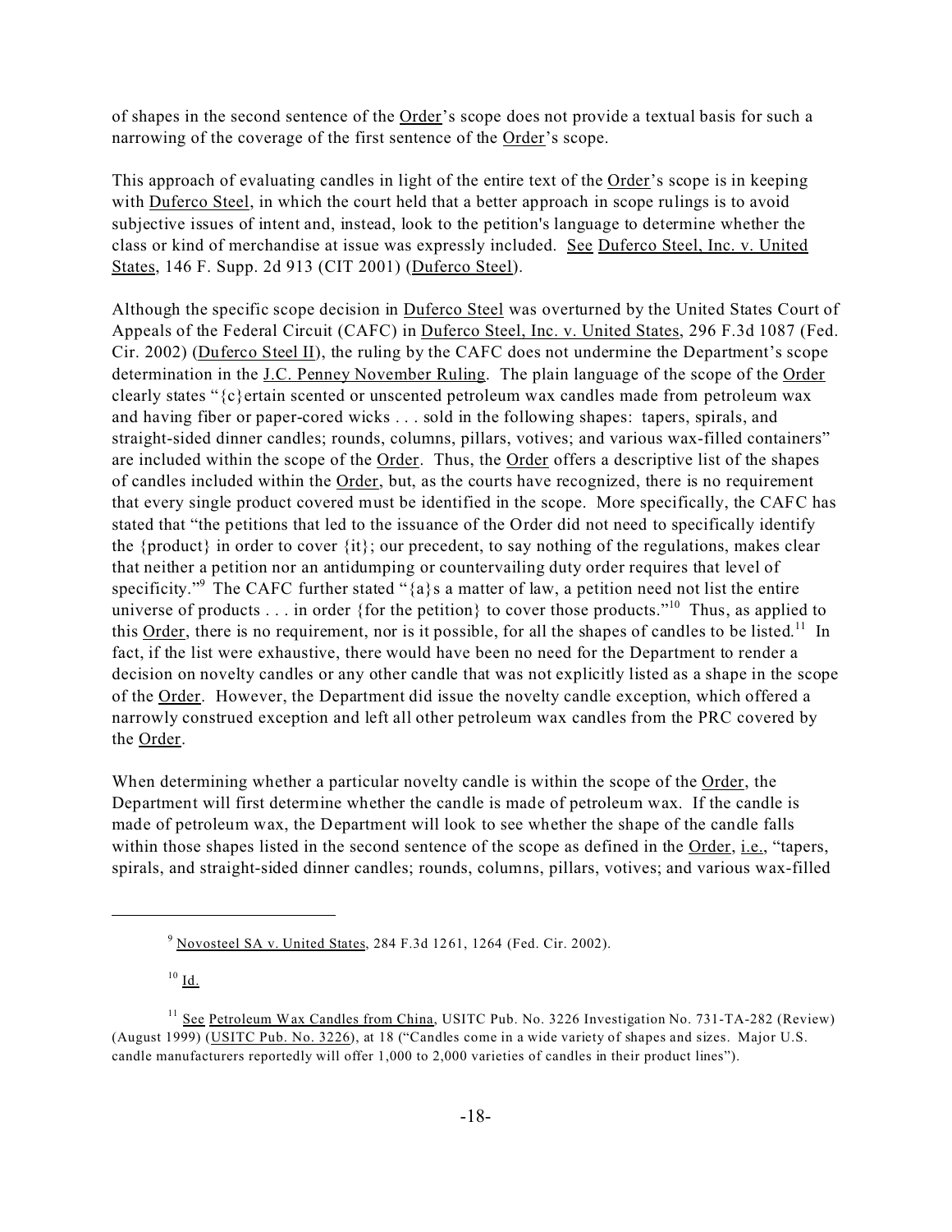of shapes in the second sentence of the Order's scope does not provide a textual basis for such a narrowing of the coverage of the first sentence of the Order's scope.

This approach of evaluating candles in light of the entire text of the Order's scope is in keeping with Duferco Steel, in which the court held that a better approach in scope rulings is to avoid subjective issues of intent and, instead, look to the petition's language to determine whether the class or kind of merchandise at issue was expressly included. See Duferco Steel, Inc. v. United States, 146 F. Supp. 2d 913 (CIT 2001) (Duferco Steel).

Although the specific scope decision in Duferco Steel was overturned by the United States Court of Appeals of the Federal Circuit (CAFC) in Duferco Steel, Inc. v. United States, 296 F.3d 1087 (Fed. Cir. 2002) (Duferco Steel II), the ruling by the CAFC does not undermine the Department's scope determination in the J.C. Penney November Ruling. The plain language of the scope of the Order clearly states "{c}ertain scented or unscented petroleum wax candles made from petroleum wax and having fiber or paper-cored wicks . . . sold in the following shapes: tapers, spirals, and straight-sided dinner candles; rounds, columns, pillars, votives; and various wax-filled containers" are included within the scope of the Order. Thus, the Order offers a descriptive list of the shapes of candles included within the Order, but, as the courts have recognized, there is no requirement that every single product covered must be identified in the scope. More specifically, the CAFC has stated that "the petitions that led to the issuance of the Order did not need to specifically identify the {product} in order to cover {it}; our precedent, to say nothing of the regulations, makes clear that neither a petition nor an antidumping or countervailing duty order requires that level of specificity."[9] The CAFC further stated "{a}s a matter of law, a petition need not list the entire universe of products . . . in order {for the petition} to cover those products."[10] Thus, as applied to this Order, there is no requirement, nor is it possible, for all the shapes of candles to be listed.[11] In fact, if the list were exhaustive, there would have been no need for the Department to render a decision on novelty candles or any other candle that was not explicitly listed as a shape in the scope of the Order. However, the Department did issue the novelty candle exception, which offered a narrowly construed exception and left all other petroleum wax candles from the PRC covered by the Order.

When determining whether a particular novelty candle is within the scope of the Order, the Department will first determine whether the candle is made of petroleum wax. If the candle is made of petroleum wax, the Department will look to see whether the shape of the candle falls within those shapes listed in the second sentence of the scope as defined in the Order, i.e., "tapers, spirals, and straight-sided dinner candles; rounds, columns, pillars, votives; and various wax-filled

---

[9] Novosteel SA v. United States, 284 F.3d 1261, 1264 (Fed. Cir. 2002).

[10] Id.

[11] See Petroleum Wax Candles from China, USITC Pub. No. 3226 Investigation No. 731-TA-282 (Review) (August 1999) (USITC Pub. No. 3226), at 18 ("Candles come in a wide variety of shapes and sizes. Major U.S. candle manufacturers reportedly will offer 1,000 to 2,000 varieties of candles in their product lines").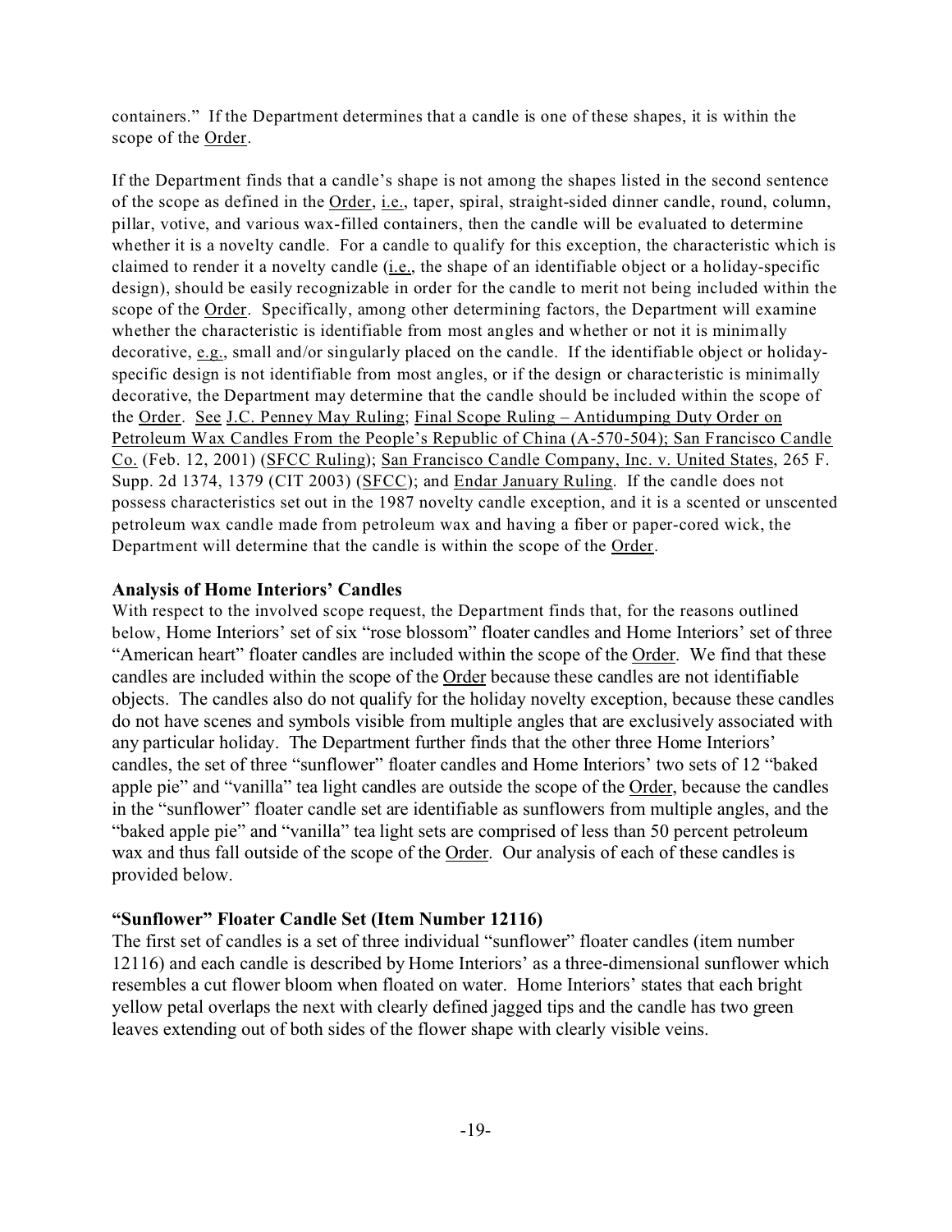containers." If the Department determines that a candle is one of these shapes, it is within the scope of the Order.

If the Department finds that a candle's shape is not among the shapes listed in the second sentence of the scope as defined in the Order, i.e., taper, spiral, straight-sided dinner candle, round, column, pillar, votive, and various wax-filled containers, then the candle will be evaluated to determine whether it is a novelty candle. For a candle to qualify for this exception, the characteristic which is claimed to render it a novelty candle (i.e., the shape of an identifiable object or a holiday-specific design), should be easily recognizable in order for the candle to merit not being included within the scope of the Order. Specifically, among other determining factors, the Department will examine whether the characteristic is identifiable from most angles and whether or not it is minimally decorative, e.g., small and/or singularly placed on the candle. If the identifiable object or holiday-specific design is not identifiable from most angles, or if the design or characteristic is minimally decorative, the Department may determine that the candle should be included within the scope of the Order. See J.C. Penney May Ruling; Final Scope Ruling – Antidumping Duty Order on Petroleum Wax Candles From the People's Republic of China (A-570-504); San Francisco Candle Co. (Feb. 12, 2001) (SFCC Ruling); San Francisco Candle Company, Inc. v. United States, 265 F. Supp. 2d 1374, 1379 (CIT 2003) (SFCC); and Endar January Ruling. If the candle does not possess characteristics set out in the 1987 novelty candle exception, and it is a scented or unscented petroleum wax candle made from petroleum wax and having a fiber or paper-cored wick, the Department will determine that the candle is within the scope of the Order.

## Analysis of Home Interiors' Candles

With respect to the involved scope request, the Department finds that, for the reasons outlined below, Home Interiors' set of six "rose blossom" floater candles and Home Interiors' set of three "American heart" floater candles are included within the scope of the Order. We find that these candles are included within the scope of the Order because these candles are not identifiable objects. The candles also do not qualify for the holiday novelty exception, because these candles do not have scenes and symbols visible from multiple angles that are exclusively associated with any particular holiday. The Department further finds that the other three Home Interiors' candles, the set of three "sunflower" floater candles and Home Interiors' two sets of 12 "baked apple pie" and "vanilla" tea light candles are outside the scope of the Order, because the candles in the "sunflower" floater candle set are identifiable as sunflowers from multiple angles, and the "baked apple pie" and "vanilla" tea light sets are comprised of less than 50 percent petroleum wax and thus fall outside of the scope of the Order. Our analysis of each of these candles is provided below.

## "Sunflower" Floater Candle Set (Item Number 12116)

The first set of candles is a set of three individual "sunflower" floater candles (item number 12116) and each candle is described by Home Interiors' as a three-dimensional sunflower which resembles a cut flower bloom when floated on water. Home Interiors' states that each bright yellow petal overlaps the next with clearly defined jagged tips and the candle has two green leaves extending out of both sides of the flower shape with clearly visible veins.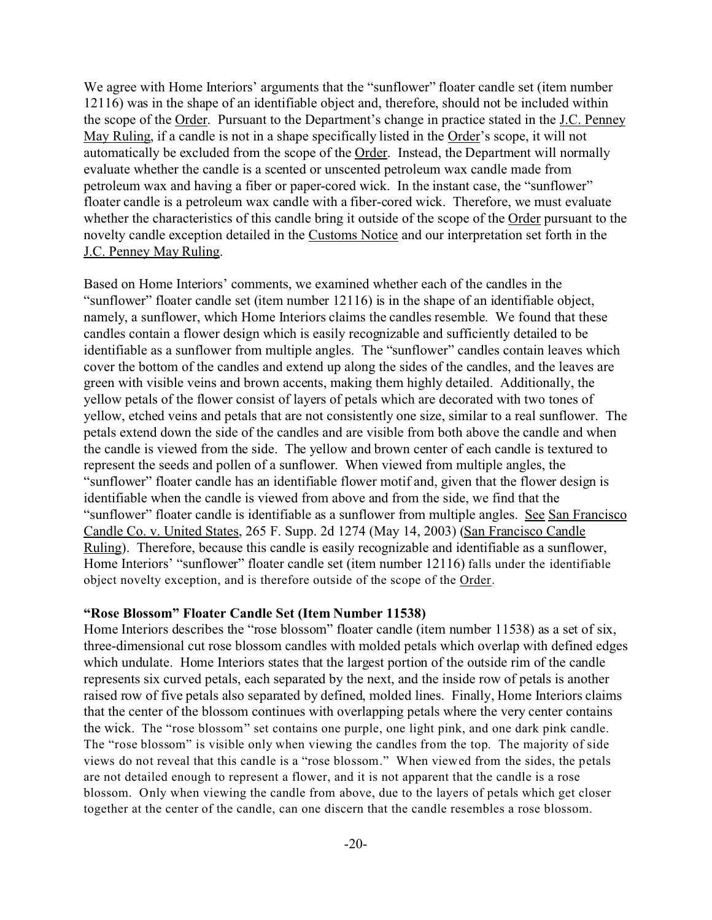We agree with Home Interiors' arguments that the "sunflower" floater candle set (item number 12116) was in the shape of an identifiable object and, therefore, should not be included within the scope of the Order. Pursuant to the Department's change in practice stated in the J.C. Penney May Ruling, if a candle is not in a shape specifically listed in the Order's scope, it will not automatically be excluded from the scope of the Order. Instead, the Department will normally evaluate whether the candle is a scented or unscented petroleum wax candle made from petroleum wax and having a fiber or paper-cored wick. In the instant case, the "sunflower" floater candle is a petroleum wax candle with a fiber-cored wick. Therefore, we must evaluate whether the characteristics of this candle bring it outside of the scope of the Order pursuant to the novelty candle exception detailed in the Customs Notice and our interpretation set forth in the J.C. Penney May Ruling.

Based on Home Interiors' comments, we examined whether each of the candles in the "sunflower" floater candle set (item number 12116) is in the shape of an identifiable object, namely, a sunflower, which Home Interiors claims the candles resemble. We found that these candles contain a flower design which is easily recognizable and sufficiently detailed to be identifiable as a sunflower from multiple angles. The "sunflower" candles contain leaves which cover the bottom of the candles and extend up along the sides of the candles, and the leaves are green with visible veins and brown accents, making them highly detailed. Additionally, the yellow petals of the flower consist of layers of petals which are decorated with two tones of yellow, etched veins and petals that are not consistently one size, similar to a real sunflower. The petals extend down the side of the candles and are visible from both above the candle and when the candle is viewed from the side. The yellow and brown center of each candle is textured to represent the seeds and pollen of a sunflower. When viewed from multiple angles, the "sunflower" floater candle has an identifiable flower motif and, given that the flower design is identifiable when the candle is viewed from above and from the side, we find that the "sunflower" floater candle is identifiable as a sunflower from multiple angles. See San Francisco Candle Co. v. United States, 265 F. Supp. 2d 1274 (May 14, 2003) (San Francisco Candle Ruling). Therefore, because this candle is easily recognizable and identifiable as a sunflower, Home Interiors' "sunflower" floater candle set (item number 12116) falls under the identifiable object novelty exception, and is therefore outside of the scope of the Order.

**"Rose Blossom" Floater Candle Set (Item Number 11538)**

Home Interiors describes the "rose blossom" floater candle (item number 11538) as a set of six, three-dimensional cut rose blossom candles with molded petals which overlap with defined edges which undulate. Home Interiors states that the largest portion of the outside rim of the candle represents six curved petals, each separated by the next, and the inside row of petals is another raised row of five petals also separated by defined, molded lines. Finally, Home Interiors claims that the center of the blossom continues with overlapping petals where the very center contains the wick. The "rose blossom" set contains one purple, one light pink, and one dark pink candle. The "rose blossom" is visible only when viewing the candles from the top. The majority of side views do not reveal that this candle is a "rose blossom." When viewed from the sides, the petals are not detailed enough to represent a flower, and it is not apparent that the candle is a rose blossom. Only when viewing the candle from above, due to the layers of petals which get closer together at the center of the candle, can one discern that the candle resembles a rose blossom.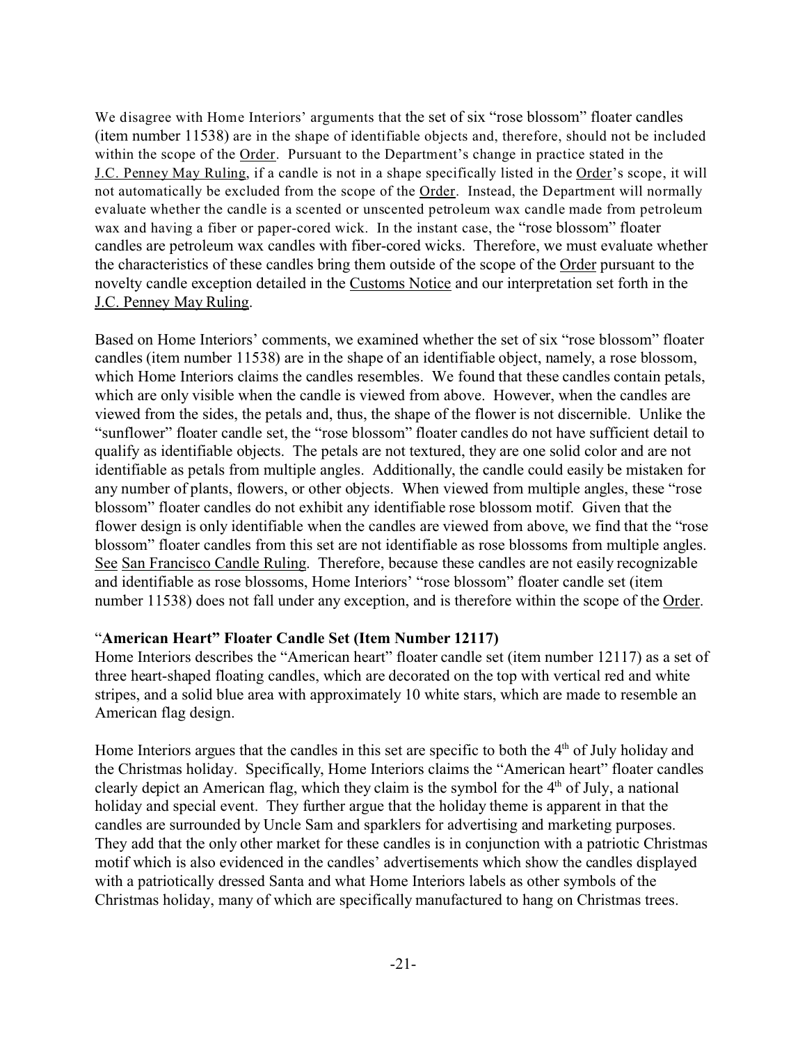We disagree with Home Interiors' arguments that the set of six "rose blossom" floater candles (item number 11538) are in the shape of identifiable objects and, therefore, should not be included within the scope of the Order. Pursuant to the Department's change in practice stated in the J.C. Penney May Ruling, if a candle is not in a shape specifically listed in the Order's scope, it will not automatically be excluded from the scope of the Order. Instead, the Department will normally evaluate whether the candle is a scented or unscented petroleum wax candle made from petroleum wax and having a fiber or paper-cored wick. In the instant case, the "rose blossom" floater candles are petroleum wax candles with fiber-cored wicks. Therefore, we must evaluate whether the characteristics of these candles bring them outside of the scope of the Order pursuant to the novelty candle exception detailed in the Customs Notice and our interpretation set forth in the J.C. Penney May Ruling.

Based on Home Interiors' comments, we examined whether the set of six "rose blossom" floater candles (item number 11538) are in the shape of an identifiable object, namely, a rose blossom, which Home Interiors claims the candles resembles. We found that these candles contain petals, which are only visible when the candle is viewed from above. However, when the candles are viewed from the sides, the petals and, thus, the shape of the flower is not discernible. Unlike the "sunflower" floater candle set, the "rose blossom" floater candles do not have sufficient detail to qualify as identifiable objects. The petals are not textured, they are one solid color and are not identifiable as petals from multiple angles. Additionally, the candle could easily be mistaken for any number of plants, flowers, or other objects. When viewed from multiple angles, these "rose blossom" floater candles do not exhibit any identifiable rose blossom motif. Given that the flower design is only identifiable when the candles are viewed from above, we find that the "rose blossom" floater candles from this set are not identifiable as rose blossoms from multiple angles. See San Francisco Candle Ruling. Therefore, because these candles are not easily recognizable and identifiable as rose blossoms, Home Interiors' "rose blossom" floater candle set (item number 11538) does not fall under any exception, and is therefore within the scope of the Order.

### "American Heart" Floater Candle Set (Item Number 12117)

Home Interiors describes the "American heart" floater candle set (item number 12117) as a set of three heart-shaped floating candles, which are decorated on the top with vertical red and white stripes, and a solid blue area with approximately 10 white stars, which are made to resemble an American flag design.

Home Interiors argues that the candles in this set are specific to both the 4th of July holiday and the Christmas holiday. Specifically, Home Interiors claims the "American heart" floater candles clearly depict an American flag, which they claim is the symbol for the 4th of July, a national holiday and special event. They further argue that the holiday theme is apparent in that the candles are surrounded by Uncle Sam and sparklers for advertising and marketing purposes. They add that the only other market for these candles is in conjunction with a patriotic Christmas motif which is also evidenced in the candles' advertisements which show the candles displayed with a patriotically dressed Santa and what Home Interiors labels as other symbols of the Christmas holiday, many of which are specifically manufactured to hang on Christmas trees.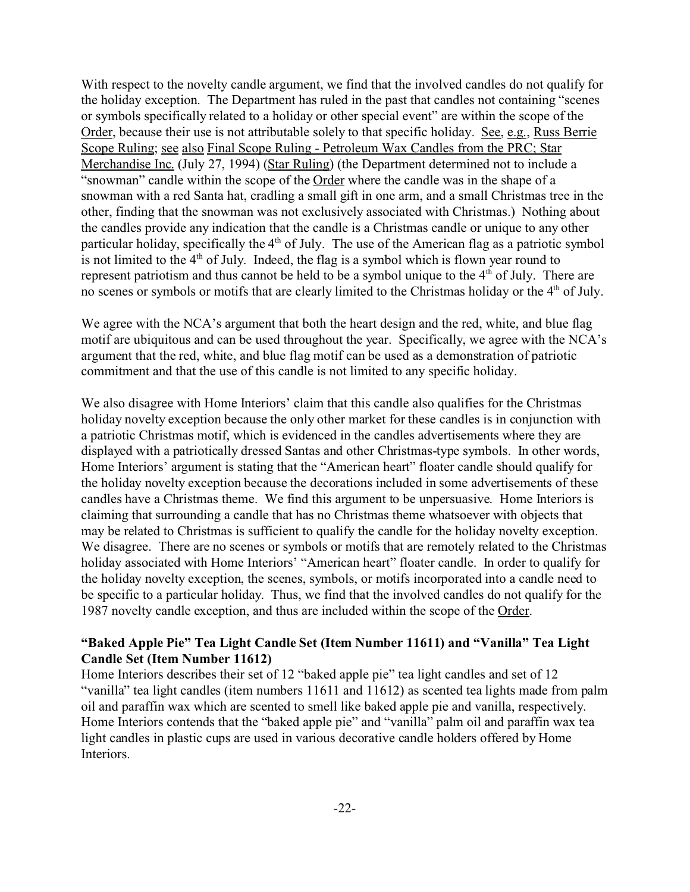With respect to the novelty candle argument, we find that the involved candles do not qualify for the holiday exception. The Department has ruled in the past that candles not containing "scenes or symbols specifically related to a holiday or other special event" are within the scope of the Order, because their use is not attributable solely to that specific holiday. See, e.g., Russ Berrie Scope Ruling; see also Final Scope Ruling - Petroleum Wax Candles from the PRC; Star Merchandise Inc. (July 27, 1994) (Star Ruling) (the Department determined not to include a "snowman" candle within the scope of the Order where the candle was in the shape of a snowman with a red Santa hat, cradling a small gift in one arm, and a small Christmas tree in the other, finding that the snowman was not exclusively associated with Christmas.) Nothing about the candles provide any indication that the candle is a Christmas candle or unique to any other particular holiday, specifically the 4th of July. The use of the American flag as a patriotic symbol is not limited to the 4th of July. Indeed, the flag is a symbol which is flown year round to represent patriotism and thus cannot be held to be a symbol unique to the 4th of July. There are no scenes or symbols or motifs that are clearly limited to the Christmas holiday or the 4th of July.

We agree with the NCA's argument that both the heart design and the red, white, and blue flag motif are ubiquitous and can be used throughout the year. Specifically, we agree with the NCA's argument that the red, white, and blue flag motif can be used as a demonstration of patriotic commitment and that the use of this candle is not limited to any specific holiday.

We also disagree with Home Interiors' claim that this candle also qualifies for the Christmas holiday novelty exception because the only other market for these candles is in conjunction with a patriotic Christmas motif, which is evidenced in the candles advertisements where they are displayed with a patriotically dressed Santas and other Christmas-type symbols. In other words, Home Interiors' argument is stating that the "American heart" floater candle should qualify for the holiday novelty exception because the decorations included in some advertisements of these candles have a Christmas theme. We find this argument to be unpersuasive. Home Interiors is claiming that surrounding a candle that has no Christmas theme whatsoever with objects that may be related to Christmas is sufficient to qualify the candle for the holiday novelty exception. We disagree. There are no scenes or symbols or motifs that are remotely related to the Christmas holiday associated with Home Interiors' "American heart" floater candle. In order to qualify for the holiday novelty exception, the scenes, symbols, or motifs incorporated into a candle need to be specific to a particular holiday. Thus, we find that the involved candles do not qualify for the 1987 novelty candle exception, and thus are included within the scope of the Order.

**"Baked Apple Pie" Tea Light Candle Set (Item Number 11611) and "Vanilla" Tea Light Candle Set (Item Number 11612)**

Home Interiors describes their set of 12 "baked apple pie" tea light candles and set of 12 "vanilla" tea light candles (item numbers 11611 and 11612) as scented tea lights made from palm oil and paraffin wax which are scented to smell like baked apple pie and vanilla, respectively. Home Interiors contends that the "baked apple pie" and "vanilla" palm oil and paraffin wax tea light candles in plastic cups are used in various decorative candle holders offered by Home Interiors.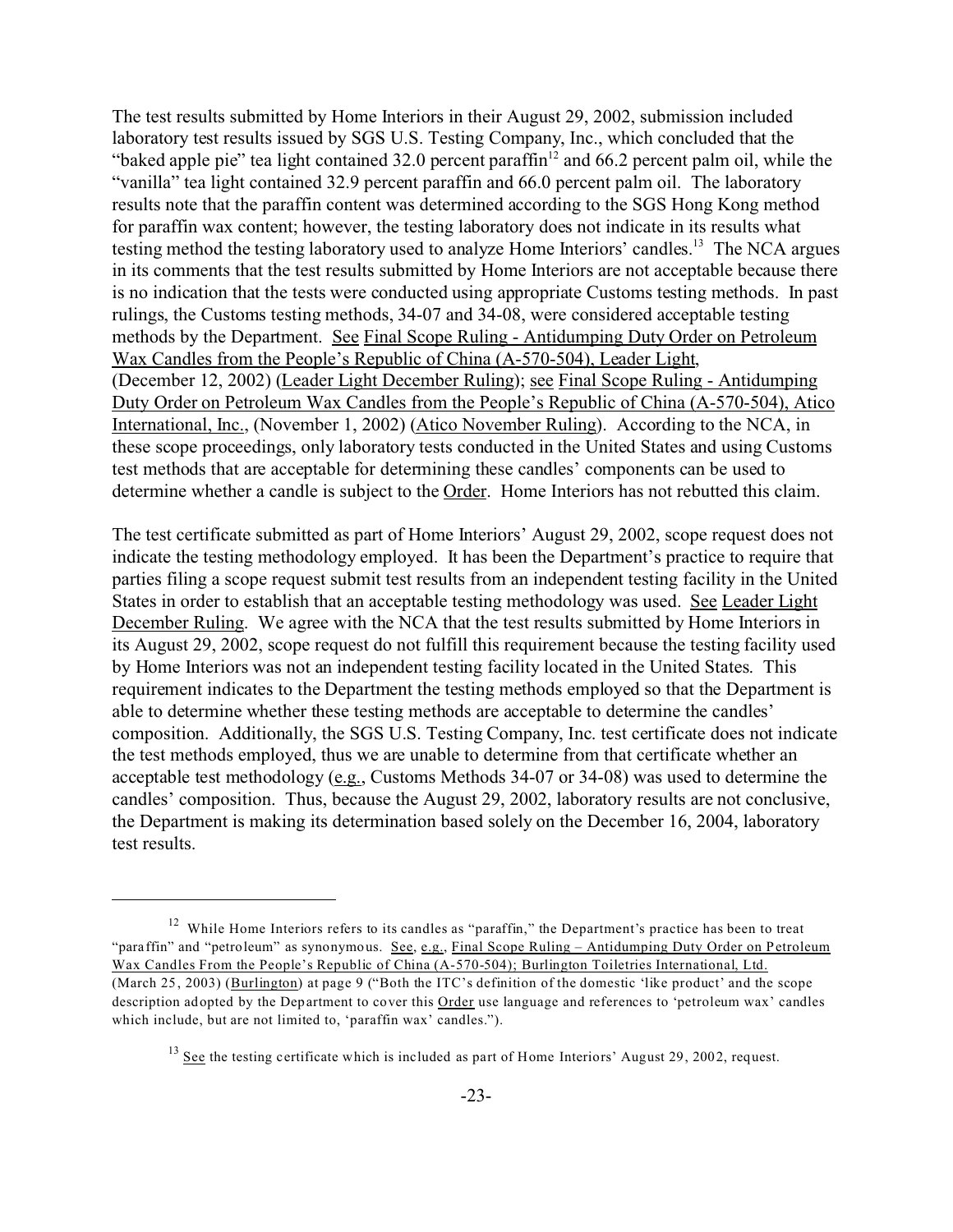The test results submitted by Home Interiors in their August 29, 2002, submission included laboratory test results issued by SGS U.S. Testing Company, Inc., which concluded that the "baked apple pie" tea light contained 32.0 percent paraffin[12] and 66.2 percent palm oil, while the "vanilla" tea light contained 32.9 percent paraffin and 66.0 percent palm oil. The laboratory results note that the paraffin content was determined according to the SGS Hong Kong method for paraffin wax content; however, the testing laboratory does not indicate in its results what testing method the testing laboratory used to analyze Home Interiors' candles.[13] The NCA argues in its comments that the test results submitted by Home Interiors are not acceptable because there is no indication that the tests were conducted using appropriate Customs testing methods. In past rulings, the Customs testing methods, 34-07 and 34-08, were considered acceptable testing methods by the Department. See Final Scope Ruling - Antidumping Duty Order on Petroleum Wax Candles from the People's Republic of China (A-570-504), Leader Light, (December 12, 2002) (Leader Light December Ruling); see Final Scope Ruling - Antidumping Duty Order on Petroleum Wax Candles from the People's Republic of China (A-570-504), Atico International, Inc., (November 1, 2002) (Atico November Ruling). According to the NCA, in these scope proceedings, only laboratory tests conducted in the United States and using Customs test methods that are acceptable for determining these candles' components can be used to determine whether a candle is subject to the Order. Home Interiors has not rebutted this claim.

The test certificate submitted as part of Home Interiors' August 29, 2002, scope request does not indicate the testing methodology employed. It has been the Department's practice to require that parties filing a scope request submit test results from an independent testing facility in the United States in order to establish that an acceptable testing methodology was used. See Leader Light December Ruling. We agree with the NCA that the test results submitted by Home Interiors in its August 29, 2002, scope request do not fulfill this requirement because the testing facility used by Home Interiors was not an independent testing facility located in the United States. This requirement indicates to the Department the testing methods employed so that the Department is able to determine whether these testing methods are acceptable to determine the candles' composition. Additionally, the SGS U.S. Testing Company, Inc. test certificate does not indicate the test methods employed, thus we are unable to determine from that certificate whether an acceptable test methodology (e.g., Customs Methods 34-07 or 34-08) was used to determine the candles' composition. Thus, because the August 29, 2002, laboratory results are not conclusive, the Department is making its determination based solely on the December 16, 2004, laboratory test results.

---

[12] While Home Interiors refers to its candles as "paraffin," the Department's practice has been to treat "paraffin" and "petroleum" as synonymous. See, e.g., Final Scope Ruling – Antidumping Duty Order on Petroleum Wax Candles From the People's Republic of China (A-570-504); Burlington Toiletries International, Ltd. (March 25, 2003) (Burlington) at page 9 ("Both the ITC's definition of the domestic 'like product' and the scope description adopted by the Department to cover this Order use language and references to 'petroleum wax' candles which include, but are not limited to, 'paraffin wax' candles.").

[13] See the testing certificate which is included as part of Home Interiors' August 29, 2002, request.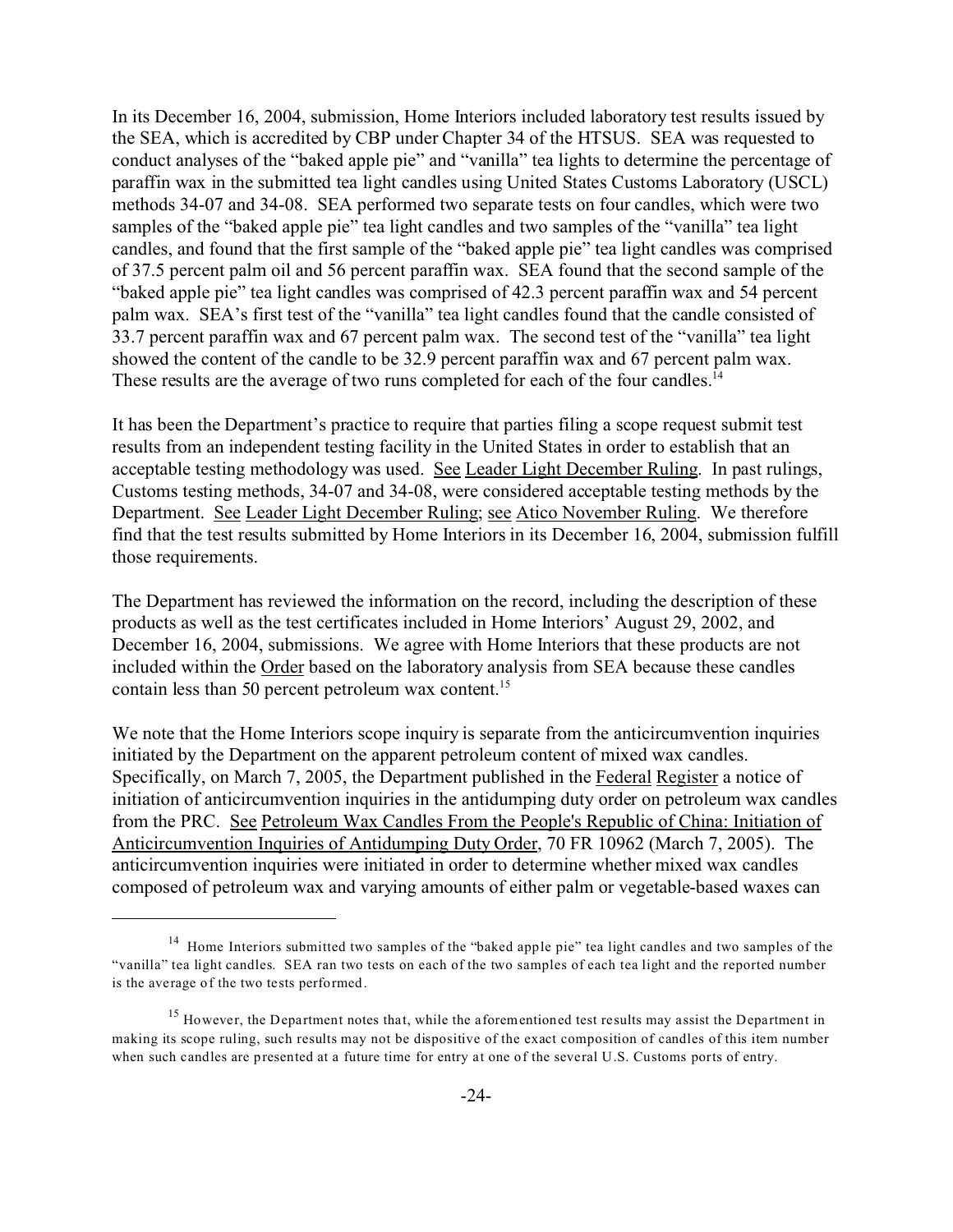In its December 16, 2004, submission, Home Interiors included laboratory test results issued by the SEA, which is accredited by CBP under Chapter 34 of the HTSUS. SEA was requested to conduct analyses of the "baked apple pie" and "vanilla" tea lights to determine the percentage of paraffin wax in the submitted tea light candles using United States Customs Laboratory (USCL) methods 34-07 and 34-08. SEA performed two separate tests on four candles, which were two samples of the "baked apple pie" tea light candles and two samples of the "vanilla" tea light candles, and found that the first sample of the "baked apple pie" tea light candles was comprised of 37.5 percent palm oil and 56 percent paraffin wax. SEA found that the second sample of the "baked apple pie" tea light candles was comprised of 42.3 percent paraffin wax and 54 percent palm wax. SEA's first test of the "vanilla" tea light candles found that the candle consisted of 33.7 percent paraffin wax and 67 percent palm wax. The second test of the "vanilla" tea light showed the content of the candle to be 32.9 percent paraffin wax and 67 percent palm wax. These results are the average of two runs completed for each of the four candles.[14]

It has been the Department's practice to require that parties filing a scope request submit test results from an independent testing facility in the United States in order to establish that an acceptable testing methodology was used. See Leader Light December Ruling. In past rulings, Customs testing methods, 34-07 and 34-08, were considered acceptable testing methods by the Department. See Leader Light December Ruling; see Atico November Ruling. We therefore find that the test results submitted by Home Interiors in its December 16, 2004, submission fulfill those requirements.

The Department has reviewed the information on the record, including the description of these products as well as the test certificates included in Home Interiors' August 29, 2002, and December 16, 2004, submissions. We agree with Home Interiors that these products are not included within the Order based on the laboratory analysis from SEA because these candles contain less than 50 percent petroleum wax content.[15]

We note that the Home Interiors scope inquiry is separate from the anticircumvention inquiries initiated by the Department on the apparent petroleum content of mixed wax candles. Specifically, on March 7, 2005, the Department published in the Federal Register a notice of initiation of anticircumvention inquiries in the antidumping duty order on petroleum wax candles from the PRC. See Petroleum Wax Candles From the People's Republic of China: Initiation of Anticircumvention Inquiries of Antidumping Duty Order, 70 FR 10962 (March 7, 2005). The anticircumvention inquiries were initiated in order to determine whether mixed wax candles composed of petroleum wax and varying amounts of either palm or vegetable-based waxes can

---

[14] Home Interiors submitted two samples of the "baked apple pie" tea light candles and two samples of the "vanilla" tea light candles. SEA ran two tests on each of the two samples of each tea light and the reported number is the average of the two tests performed.

[15] However, the Department notes that, while the aforementioned test results may assist the Department in making its scope ruling, such results may not be dispositive of the exact composition of candles of this item number when such candles are presented at a future time for entry at one of the several U.S. Customs ports of entry.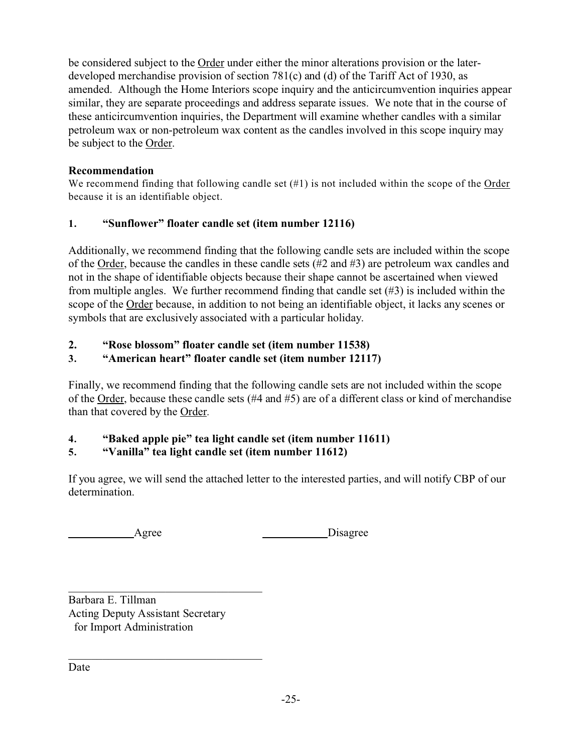be considered subject to the Order under either the minor alterations provision or the later-developed merchandise provision of section 781(c) and (d) of the Tariff Act of 1930, as amended. Although the Home Interiors scope inquiry and the anticircumvention inquiries appear similar, they are separate proceedings and address separate issues. We note that in the course of these anticircumvention inquiries, the Department will examine whether candles with a similar petroleum wax or non-petroleum wax content as the candles involved in this scope inquiry may be subject to the Order.

**Recommendation**

We recommend finding that following candle set (#1) is not included within the scope of the Order because it is an identifiable object.

1. **"Sunflower" floater candle set (item number 12116)**

Additionally, we recommend finding that the following candle sets are included within the scope of the Order, because the candles in these candle sets (#2 and #3) are petroleum wax candles and not in the shape of identifiable objects because their shape cannot be ascertained when viewed from multiple angles. We further recommend finding that candle set (#3) is included within the scope of the Order because, in addition to not being an identifiable object, it lacks any scenes or symbols that are exclusively associated with a particular holiday.

2. **"Rose blossom" floater candle set (item number 11538)**
3. **"American heart" floater candle set (item number 12117)**

Finally, we recommend finding that the following candle sets are not included within the scope of the Order, because these candle sets (#4 and #5) are of a different class or kind of merchandise than that covered by the Order.

4. **"Baked apple pie" tea light candle set (item number 11611)**
5. **"Vanilla" tea light candle set (item number 11612)**

If you agree, we will send the attached letter to the interested parties, and will notify CBP of our determination.

\_\_\_\_\_\_\_\_\_\_\_\_ Agree \_\_\_\_\_\_\_\_\_\_\_\_ Disagree

\_\_\_\_\_\_\_\_\_\_\_\_\_\_\_\_\_\_\_\_\_\_\_\_\_\_\_\_\_\_\_\_\_\_\_

Barbara E. Tillman
Acting Deputy Assistant Secretary
for Import Administration

\_\_\_\_\_\_\_\_\_\_\_\_\_\_\_\_\_\_\_\_\_\_\_\_\_\_\_\_\_\_\_\_\_\_\_

Date